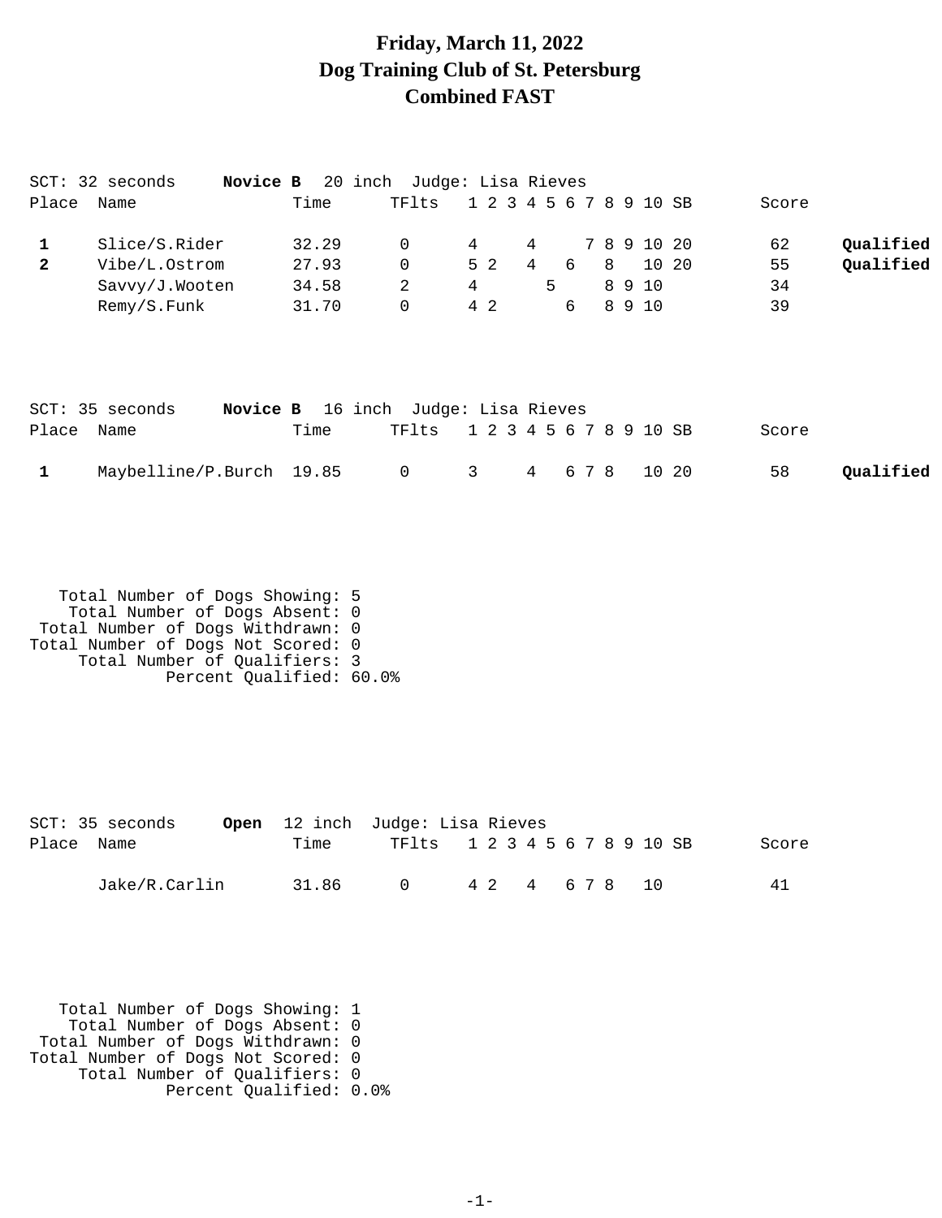# Friday, March 11, 2022
# Dog Training Club of St. Petersburg
# Combined FAST

SCT: 32 seconds **Novice B** 20 inch Judge: Lisa Rieves

| Place | Name | Time | TFlts | 1 | 2 | 3 | 4 | 5 | 6 | 7 | 8 | 9 | 10 | SB | Score | |
|---|---|---|---|---|---|---|---|---|---|---|---|---|---|---|---|---|
| **1** | Slice/S.Rider | 32.29 | 0 | 4 | | | 4 | | | 7 | 8 | 9 | 10 | 20 | 62 | **Qualified** |
| **2** | Vibe/L.Ostrom | 27.93 | 0 | 5 | 2 | | 4 | | 6 | | 8 | | 10 | 20 | 55 | **Qualified** |
| | Savvy/J.Wooten | 34.58 | 2 | 4 | | | | 5 | | | 8 | 9 | 10 | | 34 | |
| | Remy/S.Funk | 31.70 | 0 | 4 | 2 | | | | 6 | | 8 | 9 | 10 | | 39 | |

SCT: 35 seconds **Novice B** 16 inch Judge: Lisa Rieves

| Place | Name | Time | TFlts | 1 | 2 | 3 | 4 | 5 | 6 | 7 | 8 | 9 | 10 | SB | Score | |
|---|---|---|---|---|---|---|---|---|---|---|---|---|---|---|---|---|
| **1** | Maybelline/P.Burch | 19.85 | 0 | 3 | | | 4 | | 6 | 7 | 8 | | 10 | 20 | 58 | **Qualified** |

Total Number of Dogs Showing: 5
Total Number of Dogs Absent: 0
Total Number of Dogs Withdrawn: 0
Total Number of Dogs Not Scored: 0
Total Number of Qualifiers: 3
Percent Qualified: 60.0%

SCT: 35 seconds **Open** 12 inch Judge: Lisa Rieves

| Place | Name | Time | TFlts | 1 | 2 | 3 | 4 | 5 | 6 | 7 | 8 | 9 | 10 | SB | Score |
|---|---|---|---|---|---|---|---|---|---|---|---|---|---|---|---|
| | Jake/R.Carlin | 31.86 | 0 | 4 | 2 | | 4 | | 6 | 7 | 8 | | 10 | | 41 |

Total Number of Dogs Showing: 1
Total Number of Dogs Absent: 0
Total Number of Dogs Withdrawn: 0
Total Number of Dogs Not Scored: 0
Total Number of Qualifiers: 0
Percent Qualified: 0.0%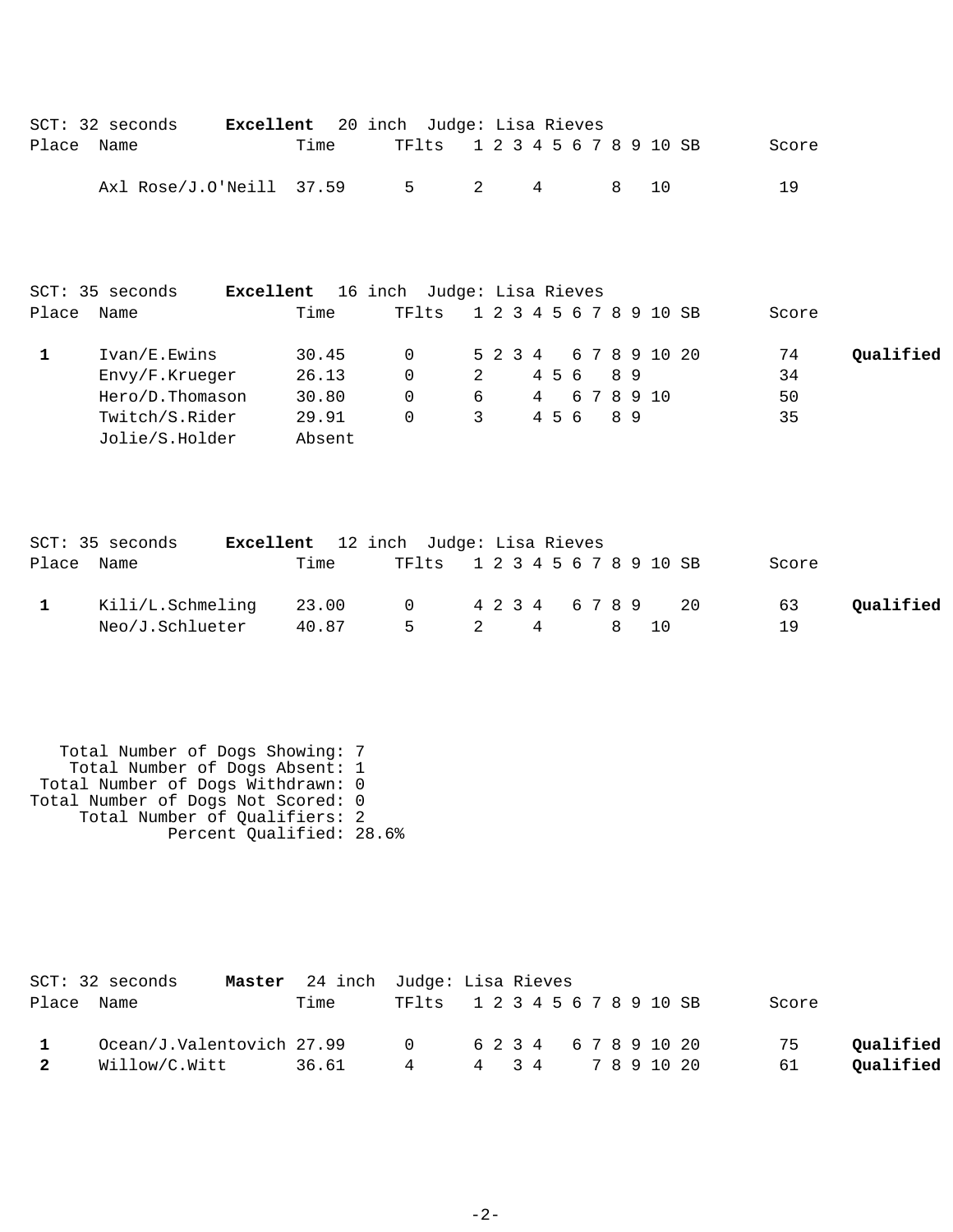SCT: 32 seconds **Excellent** 20 inch Judge: Lisa Rieves

| Place | Name | Time | TFlts | 1 | 2 | 3 | 4 | 5 | 6 | 7 | 8 | 9 | 10 | SB | Score | |
|---|---|---|---|---|---|---|---|---|---|---|---|---|---|---|---|---|
| | Axl Rose/J.O'Neill | 37.59 | 5 | 2 | | | 4 | | | | 8 | | 10 | | 19 | |

SCT: 35 seconds **Excellent** 16 inch Judge: Lisa Rieves

| Place | Name | Time | TFlts | 1 | 2 | 3 | 4 | 5 | 6 | 7 | 8 | 9 | 10 | SB | Score | |
|---|---|---|---|---|---|---|---|---|---|---|---|---|---|---|---|---|
| **1** | Ivan/E.Ewins | 30.45 | 0 | 5 | 2 | 3 | 4 | | 6 | 7 | 8 | 9 | 10 | 20 | 74 | **Qualified** |
| | Envy/F.Krueger | 26.13 | 0 | 2 | | | 4 | 5 | 6 | | 8 | 9 | | | 34 | |
| | Hero/D.Thomason | 30.80 | 0 | 6 | | | 4 | | 6 | 7 | 8 | 9 | 10 | | 50 | |
| | Twitch/S.Rider | 29.91 | 0 | 3 | | | 4 | 5 | 6 | | 8 | 9 | | | 35 | |
| | Jolie/S.Holder | Absent | | | | | | | | | | | | | | |

SCT: 35 seconds **Excellent** 12 inch Judge: Lisa Rieves

| Place | Name | Time | TFlts | 1 | 2 | 3 | 4 | 5 | 6 | 7 | 8 | 9 | 10 | SB | Score | |
|---|---|---|---|---|---|---|---|---|---|---|---|---|---|---|---|---|
| **1** | Kili/L.Schmeling | 23.00 | 0 | 4 | 2 | 3 | 4 | | 6 | 7 | 8 | 9 | | 20 | 63 | **Qualified** |
| | Neo/J.Schlueter | 40.87 | 5 | 2 | | | 4 | | | | 8 | | 10 | | 19 | |

Total Number of Dogs Showing: 7
Total Number of Dogs Absent: 1
Total Number of Dogs Withdrawn: 0
Total Number of Dogs Not Scored: 0
Total Number of Qualifiers: 2
Percent Qualified: 28.6%

SCT: 32 seconds **Master** 24 inch Judge: Lisa Rieves

| Place | Name | Time | TFlts | 1 | 2 | 3 | 4 | 5 | 6 | 7 | 8 | 9 | 10 | SB | Score | |
|---|---|---|---|---|---|---|---|---|---|---|---|---|---|---|---|---|
| **1** | Ocean/J.Valentovich | 27.99 | 0 | 6 | 2 | 3 | 4 | | 6 | 7 | 8 | 9 | 10 | 20 | 75 | **Qualified** |
| **2** | Willow/C.Witt | 36.61 | 4 | 4 | | 3 | 4 | | | 7 | 8 | 9 | 10 | 20 | 61 | **Qualified** |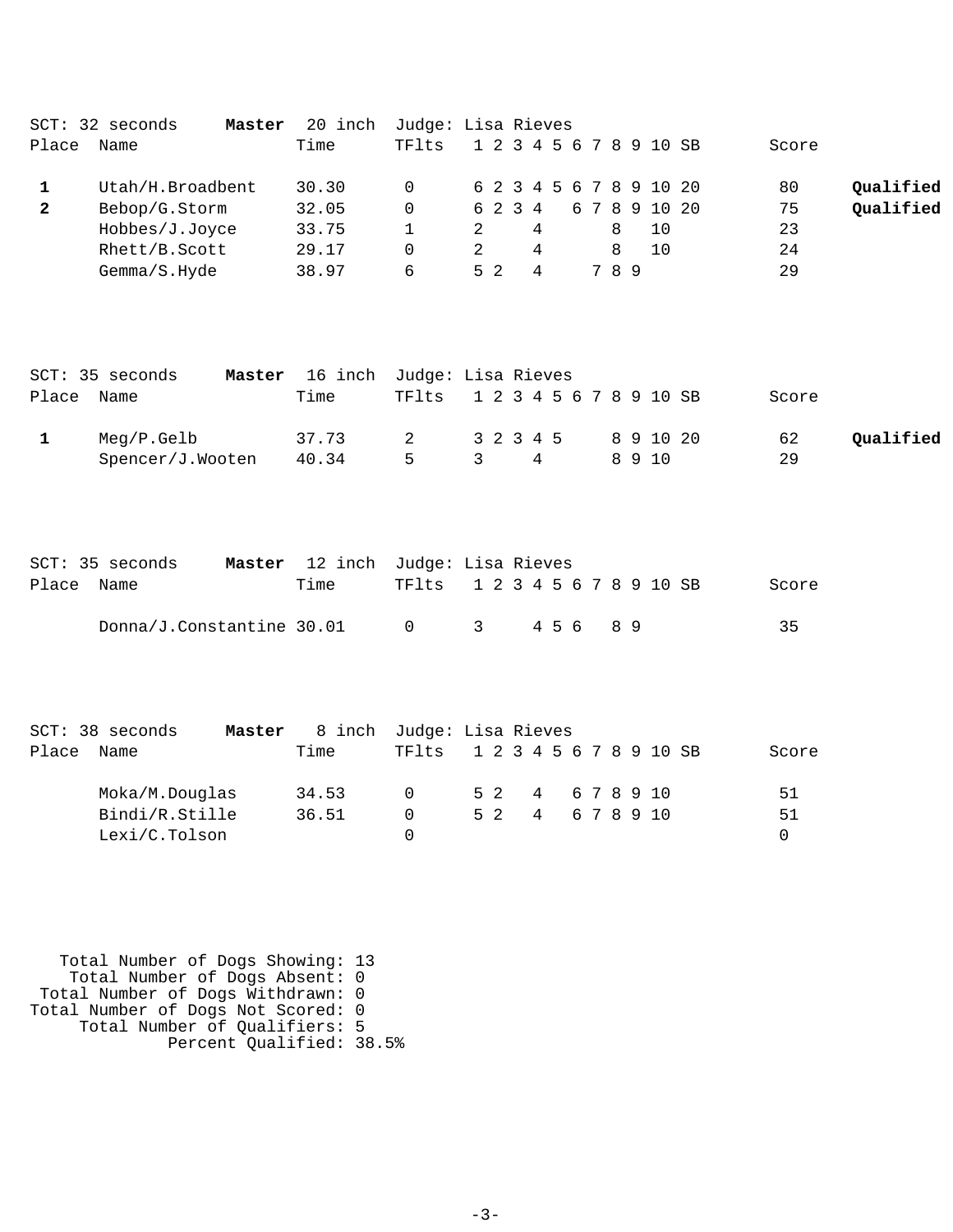SCT: 32 seconds **Master** 20 inch Judge: Lisa Rieves

| Place | Name | Time | TFlts | 1 | 2 | 3 | 4 | 5 | 6 | 7 | 8 | 9 | 10 | SB | Score | |
|---|---|---|---|---|---|---|---|---|---|---|---|---|---|---|---|---|
| **1** | Utah/H.Broadbent | 30.30 | 0 | 6 | 2 | 3 | 4 | 5 | 6 | 7 | 8 | 9 | 10 | 20 | 80 | **Qualified** |
| **2** | Bebop/G.Storm | 32.05 | 0 | 6 | 2 | 3 | 4 | | 6 | 7 | 8 | 9 | 10 | 20 | 75 | **Qualified** |
| | Hobbes/J.Joyce | 33.75 | 1 | 2 | | | 4 | | | | 8 | | 10 | | 23 | |
| | Rhett/B.Scott | 29.17 | 0 | 2 | | | 4 | | | | 8 | | 10 | | 24 | |
| | Gemma/S.Hyde | 38.97 | 6 | 5 | 2 | | 4 | | | 7 | 8 | 9 | | | 29 | |

SCT: 35 seconds **Master** 16 inch Judge: Lisa Rieves

| Place | Name | Time | TFlts | 1 | 2 | 3 | 4 | 5 | 6 | 7 | 8 | 9 | 10 | SB | Score | |
|---|---|---|---|---|---|---|---|---|---|---|---|---|---|---|---|---|
| **1** | Meg/P.Gelb | 37.73 | 2 | 3 | 2 | 3 | 4 | 5 | | | 8 | 9 | 10 | 20 | 62 | **Qualified** |
| | Spencer/J.Wooten | 40.34 | 5 | 3 | | | 4 | | | | 8 | 9 | 10 | | 29 | |

SCT: 35 seconds **Master** 12 inch Judge: Lisa Rieves

| Place | Name | Time | TFlts | 1 | 2 | 3 | 4 | 5 | 6 | 7 | 8 | 9 | 10 | SB | Score |
|---|---|---|---|---|---|---|---|---|---|---|---|---|---|---|---|
| | Donna/J.Constantine | 30.01 | 0 | 3 | | | 4 | 5 | 6 | | 8 | 9 | | | 35 |

SCT: 38 seconds **Master** 8 inch Judge: Lisa Rieves

| Place | Name | Time | TFlts | 1 | 2 | 3 | 4 | 5 | 6 | 7 | 8 | 9 | 10 | SB | Score |
|---|---|---|---|---|---|---|---|---|---|---|---|---|---|---|---|
| | Moka/M.Douglas | 34.53 | 0 | 5 | 2 | | 4 | | 6 | 7 | 8 | 9 | 10 | | 51 |
| | Bindi/R.Stille | 36.51 | 0 | 5 | 2 | | 4 | | 6 | 7 | 8 | 9 | 10 | | 51 |
| | Lexi/C.Tolson | | 0 | | | | | | | | | | | | 0 |

Total Number of Dogs Showing: 13
Total Number of Dogs Absent: 0
Total Number of Dogs Withdrawn: 0
Total Number of Dogs Not Scored: 0
Total Number of Qualifiers: 5
Percent Qualified: 38.5%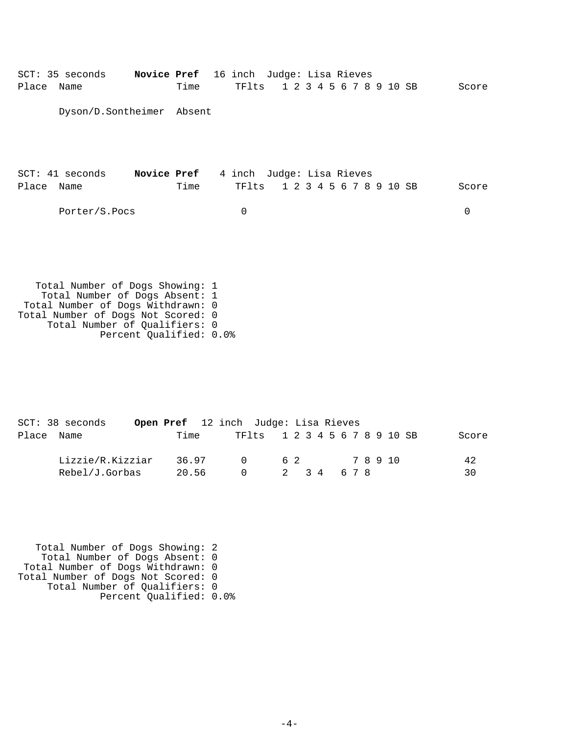SCT: 35 seconds **Novice Pref** 16 inch Judge: Lisa Rieves

| Place | Name | Time | TFlts | 1 | 2 | 3 | 4 | 5 | 6 | 7 | 8 | 9 | 10 | SB | Score |
|---|---|---|---|---|---|---|---|---|---|---|---|---|---|---|---|
| | Dyson/D.Sontheimer | Absent | | | | | | | | | | | | | |

SCT: 41 seconds **Novice Pref** 4 inch Judge: Lisa Rieves

| Place | Name | Time | TFlts | 1 | 2 | 3 | 4 | 5 | 6 | 7 | 8 | 9 | 10 | SB | Score |
|---|---|---|---|---|---|---|---|---|---|---|---|---|---|---|---|
| | Porter/S.Pocs | | 0 | | | | | | | | | | | | 0 |

Total Number of Dogs Showing: 1
Total Number of Dogs Absent: 1
Total Number of Dogs Withdrawn: 0
Total Number of Dogs Not Scored: 0
Total Number of Qualifiers: 0
Percent Qualified: 0.0%

SCT: 38 seconds **Open Pref** 12 inch Judge: Lisa Rieves

| Place | Name | Time | TFlts | 1 | 2 | 3 | 4 | 5 | 6 | 7 | 8 | 9 | 10 | SB | Score |
|---|---|---|---|---|---|---|---|---|---|---|---|---|---|---|---|
| | Lizzie/R.Kizziar | 36.97 | 0 | 6 | 2 | | | | | 7 | 8 | 9 | 10 | | 42 |
| | Rebel/J.Gorbas | 20.56 | 0 | | 2 | | 3 | 4 | | 6 | 7 | 8 | | | 30 |

Total Number of Dogs Showing: 2
Total Number of Dogs Absent: 0
Total Number of Dogs Withdrawn: 0
Total Number of Dogs Not Scored: 0
Total Number of Qualifiers: 0
Percent Qualified: 0.0%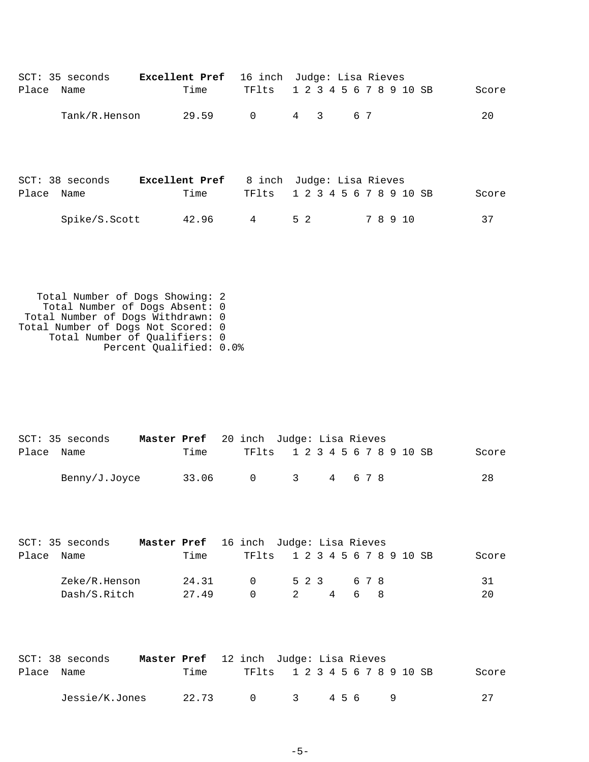SCT: 35 seconds **Excellent Pref** 16 inch Judge: Lisa Rieves

| Place | Name | Time | TFlts | 1 | 2 | 3 | 4 | 5 | 6 | 7 | 8 | 9 | 10 | SB | Score |
|---|---|---|---|---|---|---|---|---|---|---|---|---|---|---|---|
| | Tank/R.Henson | 29.59 | 0 | 4 | | 3 | | | 6 | 7 | | | | | 20 |

SCT: 38 seconds **Excellent Pref** 8 inch Judge: Lisa Rieves

| Place | Name | Time | TFlts | 1 | 2 | 3 | 4 | 5 | 6 | 7 | 8 | 9 | 10 | SB | Score |
|---|---|---|---|---|---|---|---|---|---|---|---|---|---|---|---|
| | Spike/S.Scott | 42.96 | 4 | 5 | 2 | | | | | 7 | 8 | 9 | 10 | | 37 |

Total Number of Dogs Showing: 2
Total Number of Dogs Absent: 0
Total Number of Dogs Withdrawn: 0
Total Number of Dogs Not Scored: 0
Total Number of Qualifiers: 0
Percent Qualified: 0.0%

SCT: 35 seconds **Master Pref** 20 inch Judge: Lisa Rieves

| Place | Name | Time | TFlts | 1 | 2 | 3 | 4 | 5 | 6 | 7 | 8 | 9 | 10 | SB | Score |
|---|---|---|---|---|---|---|---|---|---|---|---|---|---|---|---|
| | Benny/J.Joyce | 33.06 | 0 | 3 | | | 4 | | 6 | 7 | 8 | | | | 28 |

SCT: 35 seconds **Master Pref** 16 inch Judge: Lisa Rieves

| Place | Name | Time | TFlts | 1 | 2 | 3 | 4 | 5 | 6 | 7 | 8 | 9 | 10 | SB | Score |
|---|---|---|---|---|---|---|---|---|---|---|---|---|---|---|---|
| | Zeke/R.Henson | 24.31 | 0 | 5 | 2 | 3 | | | 6 | 7 | 8 | | | | 31 |
| | Dash/S.Ritch | 27.49 | 0 | 2 | | | 4 | | 6 | | 8 | | | | 20 |

SCT: 38 seconds **Master Pref** 12 inch Judge: Lisa Rieves

| Place | Name | Time | TFlts | 1 | 2 | 3 | 4 | 5 | 6 | 7 | 8 | 9 | 10 | SB | Score |
|---|---|---|---|---|---|---|---|---|---|---|---|---|---|---|---|
| | Jessie/K.Jones | 22.73 | 0 | 3 | | | 4 | 5 | 6 | | | 9 | | | 27 |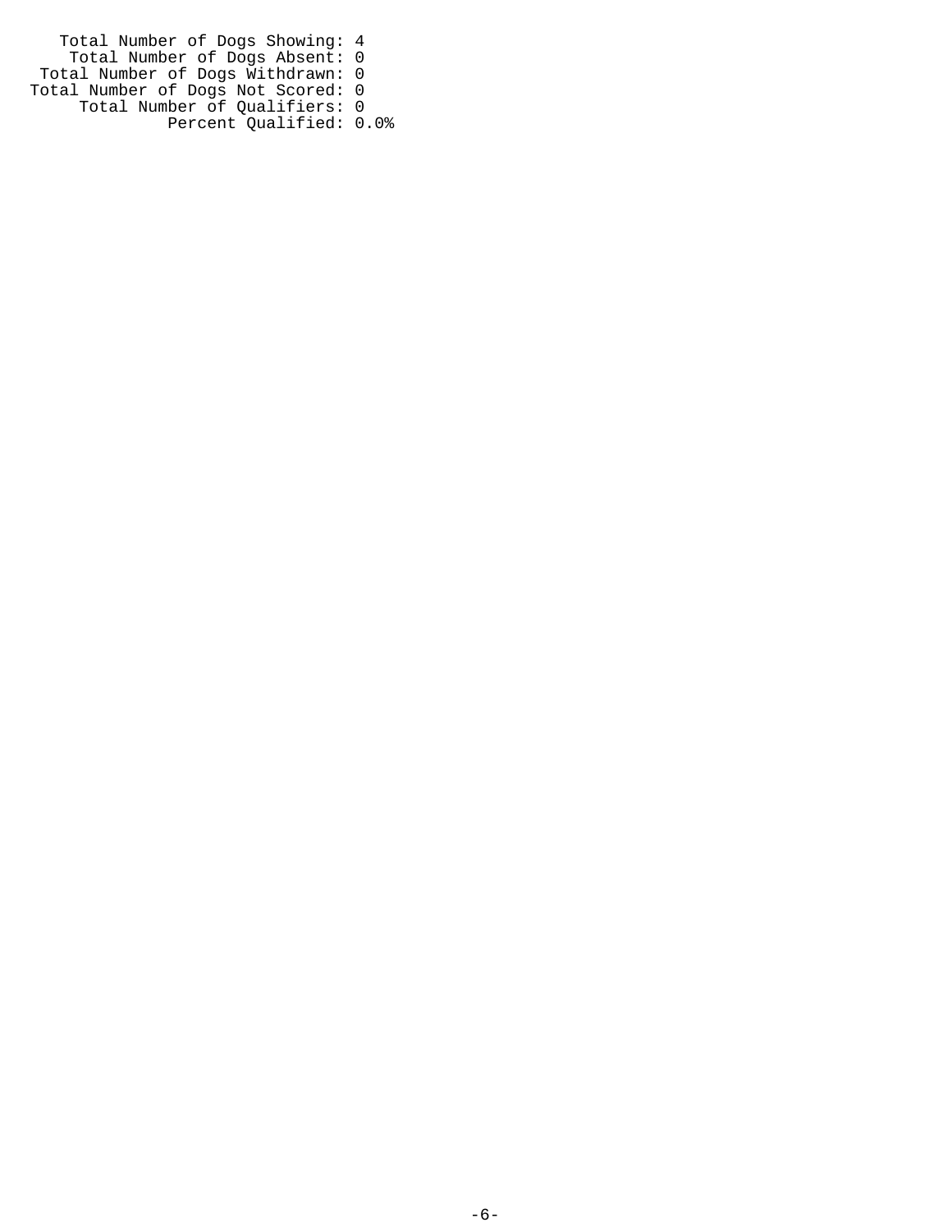Total Number of Dogs Showing: 4
Total Number of Dogs Absent: 0
Total Number of Dogs Withdrawn: 0
Total Number of Dogs Not Scored: 0
Total Number of Qualifiers: 0
Percent Qualified: 0.0%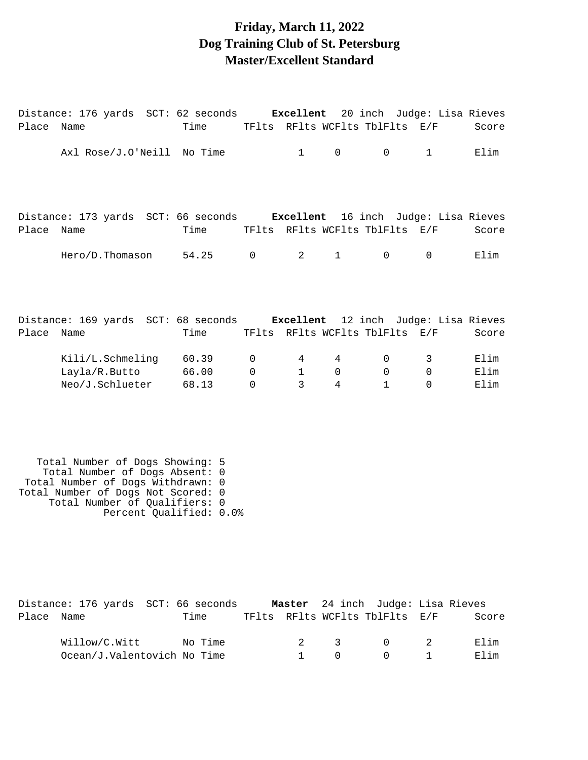# Friday, March 11, 2022
# Dog Training Club of St. Petersburg
# Master/Excellent Standard

Distance: 176 yards SCT: 62 seconds **Excellent** 20 inch Judge: Lisa Rieves

| Place | Name | Time | TFlts | RFlts | WCFlts | TblFlts | E/F | Score |
|---|---|---|---|---|---|---|---|---|
| | Axl Rose/J.O'Neill | No Time | | 1 | 0 | 0 | 1 | Elim |

Distance: 173 yards SCT: 66 seconds **Excellent** 16 inch Judge: Lisa Rieves

| Place | Name | Time | TFlts | RFlts | WCFlts | TblFlts | E/F | Score |
|---|---|---|---|---|---|---|---|---|
| | Hero/D.Thomason | 54.25 | 0 | 2 | 1 | 0 | 0 | Elim |

Distance: 169 yards SCT: 68 seconds **Excellent** 12 inch Judge: Lisa Rieves

| Place | Name | Time | TFlts | RFlts | WCFlts | TblFlts | E/F | Score |
|---|---|---|---|---|---|---|---|---|
| | Kili/L.Schmeling | 60.39 | 0 | 4 | 4 | 0 | 3 | Elim |
| | Layla/R.Butto | 66.00 | 0 | 1 | 0 | 0 | 0 | Elim |
| | Neo/J.Schlueter | 68.13 | 0 | 3 | 4 | 1 | 0 | Elim |

Total Number of Dogs Showing: 5
Total Number of Dogs Absent: 0
Total Number of Dogs Withdrawn: 0
Total Number of Dogs Not Scored: 0
Total Number of Qualifiers: 0
Percent Qualified: 0.0%

Distance: 176 yards SCT: 66 seconds **Master** 24 inch Judge: Lisa Rieves

| Place | Name | Time | TFlts | RFlts | WCFlts | TblFlts | E/F | Score |
|---|---|---|---|---|---|---|---|---|
| | Willow/C.Witt | No Time | | 2 | 3 | 0 | 2 | Elim |
| | Ocean/J.Valentovich | No Time | | 1 | 0 | 0 | 1 | Elim |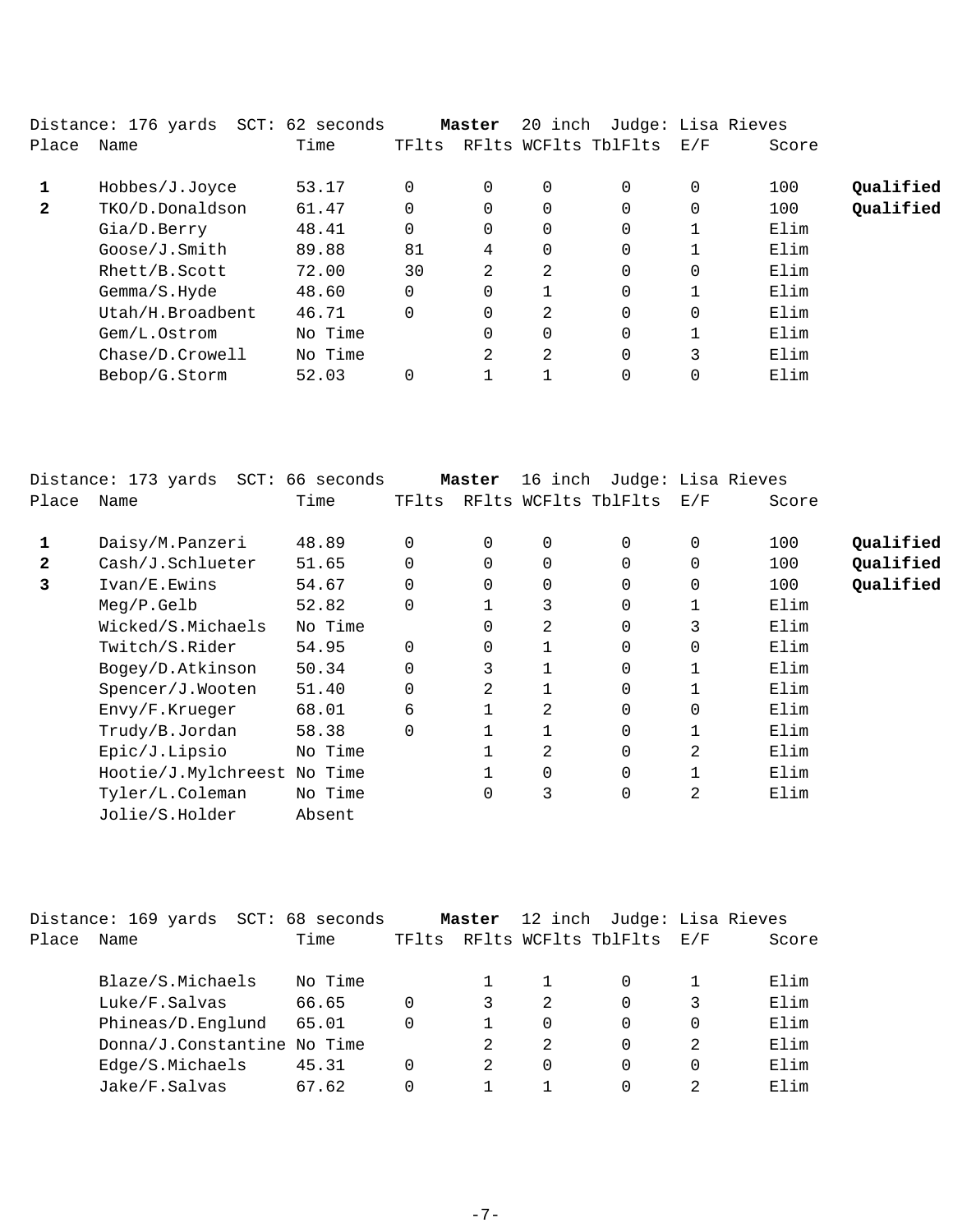Distance: 176 yards SCT: 62 seconds **Master** 20 inch Judge: Lisa Rieves

| Place | Name | Time | TFlts | RFlts | WCFlts | TblFlts | E/F | Score | |
|---|---|---|---|---|---|---|---|---|---|
| **1** | Hobbes/J.Joyce | 53.17 | 0 | 0 | 0 | 0 | 0 | 100 | **Qualified** |
| **2** | TKO/D.Donaldson | 61.47 | 0 | 0 | 0 | 0 | 0 | 100 | **Qualified** |
| | Gia/D.Berry | 48.41 | 0 | 0 | 0 | 0 | 1 | Elim | |
| | Goose/J.Smith | 89.88 | 81 | 4 | 0 | 0 | 1 | Elim | |
| | Rhett/B.Scott | 72.00 | 30 | 2 | 2 | 0 | 0 | Elim | |
| | Gemma/S.Hyde | 48.60 | 0 | 0 | 1 | 0 | 1 | Elim | |
| | Utah/H.Broadbent | 46.71 | 0 | 0 | 2 | 0 | 0 | Elim | |
| | Gem/L.Ostrom | No Time | | 0 | 0 | 0 | 1 | Elim | |
| | Chase/D.Crowell | No Time | | 2 | 2 | 0 | 3 | Elim | |
| | Bebop/G.Storm | 52.03 | 0 | 1 | 1 | 0 | 0 | Elim | |

Distance: 173 yards SCT: 66 seconds **Master** 16 inch Judge: Lisa Rieves

| Place | Name | Time | TFlts | RFlts | WCFlts | TblFlts | E/F | Score | |
|---|---|---|---|---|---|---|---|---|---|
| **1** | Daisy/M.Panzeri | 48.89 | 0 | 0 | 0 | 0 | 0 | 100 | **Qualified** |
| **2** | Cash/J.Schlueter | 51.65 | 0 | 0 | 0 | 0 | 0 | 100 | **Qualified** |
| **3** | Ivan/E.Ewins | 54.67 | 0 | 0 | 0 | 0 | 0 | 100 | **Qualified** |
| | Meg/P.Gelb | 52.82 | 0 | 1 | 3 | 0 | 1 | Elim | |
| | Wicked/S.Michaels | No Time | | 0 | 2 | 0 | 3 | Elim | |
| | Twitch/S.Rider | 54.95 | 0 | 0 | 1 | 0 | 0 | Elim | |
| | Bogey/D.Atkinson | 50.34 | 0 | 3 | 1 | 0 | 1 | Elim | |
| | Spencer/J.Wooten | 51.40 | 0 | 2 | 1 | 0 | 1 | Elim | |
| | Envy/F.Krueger | 68.01 | 6 | 1 | 2 | 0 | 0 | Elim | |
| | Trudy/B.Jordan | 58.38 | 0 | 1 | 1 | 0 | 1 | Elim | |
| | Epic/J.Lipsio | No Time | | 1 | 2 | 0 | 2 | Elim | |
| | Hootie/J.Mylchreest | No Time | | 1 | 0 | 0 | 1 | Elim | |
| | Tyler/L.Coleman | No Time | | 0 | 3 | 0 | 2 | Elim | |
| | Jolie/S.Holder | Absent | | | | | | | |

Distance: 169 yards SCT: 68 seconds **Master** 12 inch Judge: Lisa Rieves

| Place | Name | Time | TFlts | RFlts | WCFlts | TblFlts | E/F | Score |
|---|---|---|---|---|---|---|---|---|
| | Blaze/S.Michaels | No Time | | 1 | 1 | 0 | 1 | Elim |
| | Luke/F.Salvas | 66.65 | 0 | 3 | 2 | 0 | 3 | Elim |
| | Phineas/D.Englund | 65.01 | 0 | 1 | 0 | 0 | 0 | Elim |
| | Donna/J.Constantine | No Time | | 2 | 2 | 0 | 2 | Elim |
| | Edge/S.Michaels | 45.31 | 0 | 2 | 0 | 0 | 0 | Elim |
| | Jake/F.Salvas | 67.62 | 0 | 1 | 1 | 0 | 2 | Elim |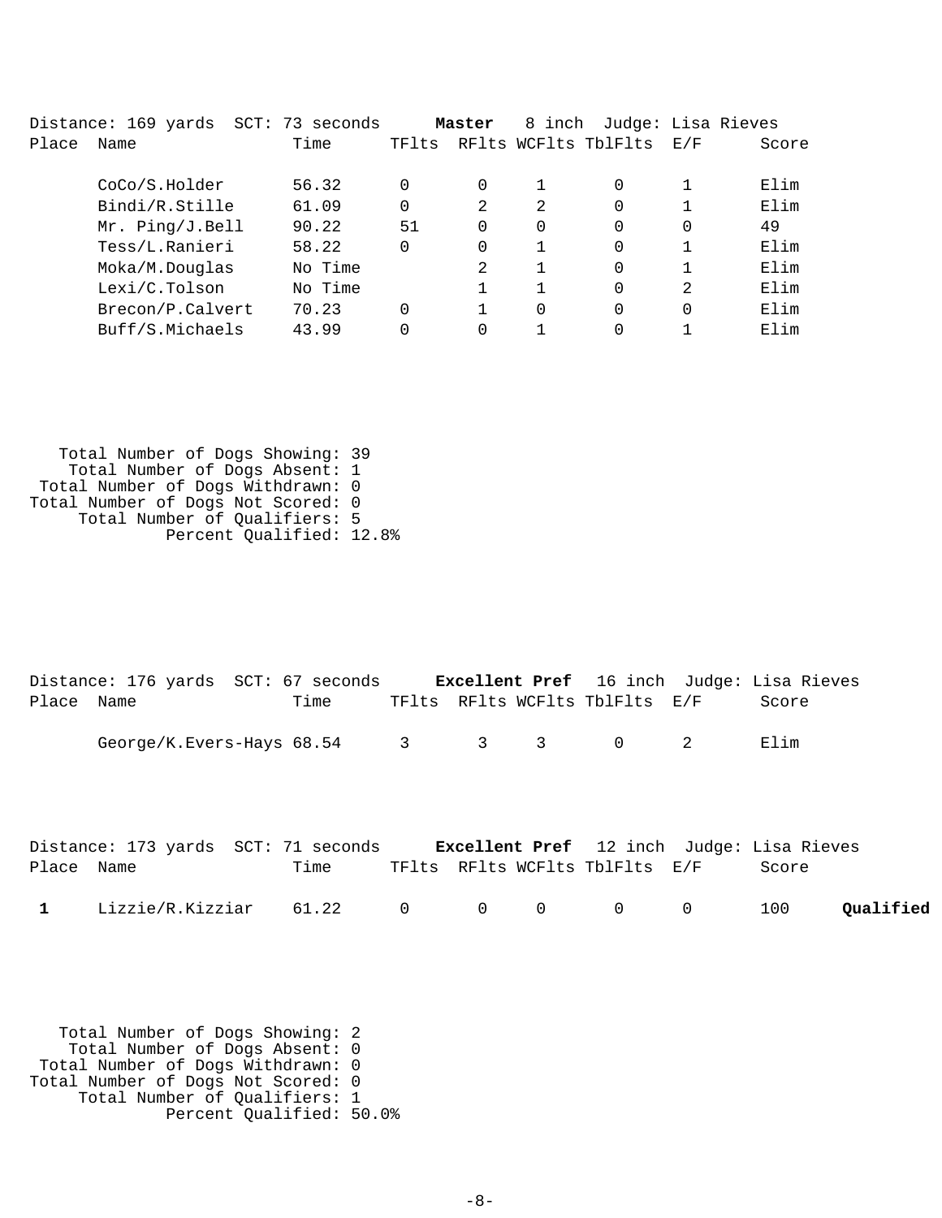Distance: 169 yards SCT: 73 seconds **Master** 8 inch Judge: Lisa Rieves

| Place | Name | Time | TFlts | RFlts | WCFlts | TblFlts | E/F | Score | |
|---|---|---|---|---|---|---|---|---|---|
| | CoCo/S.Holder | 56.32 | 0 | 0 | 1 | 0 | 1 | Elim | |
| | Bindi/R.Stille | 61.09 | 0 | 2 | 2 | 0 | 1 | Elim | |
| | Mr. Ping/J.Bell | 90.22 | 51 | 0 | 0 | 0 | 0 | 49 | |
| | Tess/L.Ranieri | 58.22 | 0 | 0 | 1 | 0 | 1 | Elim | |
| | Moka/M.Douglas | No Time | | 2 | 1 | 0 | 1 | Elim | |
| | Lexi/C.Tolson | No Time | | 1 | 1 | 0 | 2 | Elim | |
| | Brecon/P.Calvert | 70.23 | 0 | 1 | 0 | 0 | 0 | Elim | |
| | Buff/S.Michaels | 43.99 | 0 | 0 | 1 | 0 | 1 | Elim | |

Total Number of Dogs Showing: 39
Total Number of Dogs Absent: 1
Total Number of Dogs Withdrawn: 0
Total Number of Dogs Not Scored: 0
Total Number of Qualifiers: 5
Percent Qualified: 12.8%

Distance: 176 yards SCT: 67 seconds **Excellent Pref** 16 inch Judge: Lisa Rieves

| Place | Name | Time | TFlts | RFlts | WCFlts | TblFlts | E/F | Score | |
|---|---|---|---|---|---|---|---|---|---|
| | George/K.Evers-Hays | 68.54 | 3 | 3 | 3 | 0 | 2 | Elim | |

Distance: 173 yards SCT: 71 seconds **Excellent Pref** 12 inch Judge: Lisa Rieves

| Place | Name | Time | TFlts | RFlts | WCFlts | TblFlts | E/F | Score | |
|---|---|---|---|---|---|---|---|---|---|
| **1** | Lizzie/R.Kizziar | 61.22 | 0 | 0 | 0 | 0 | 0 | 100 | **Qualified** |

Total Number of Dogs Showing: 2
Total Number of Dogs Absent: 0
Total Number of Dogs Withdrawn: 0
Total Number of Dogs Not Scored: 0
Total Number of Qualifiers: 1
Percent Qualified: 50.0%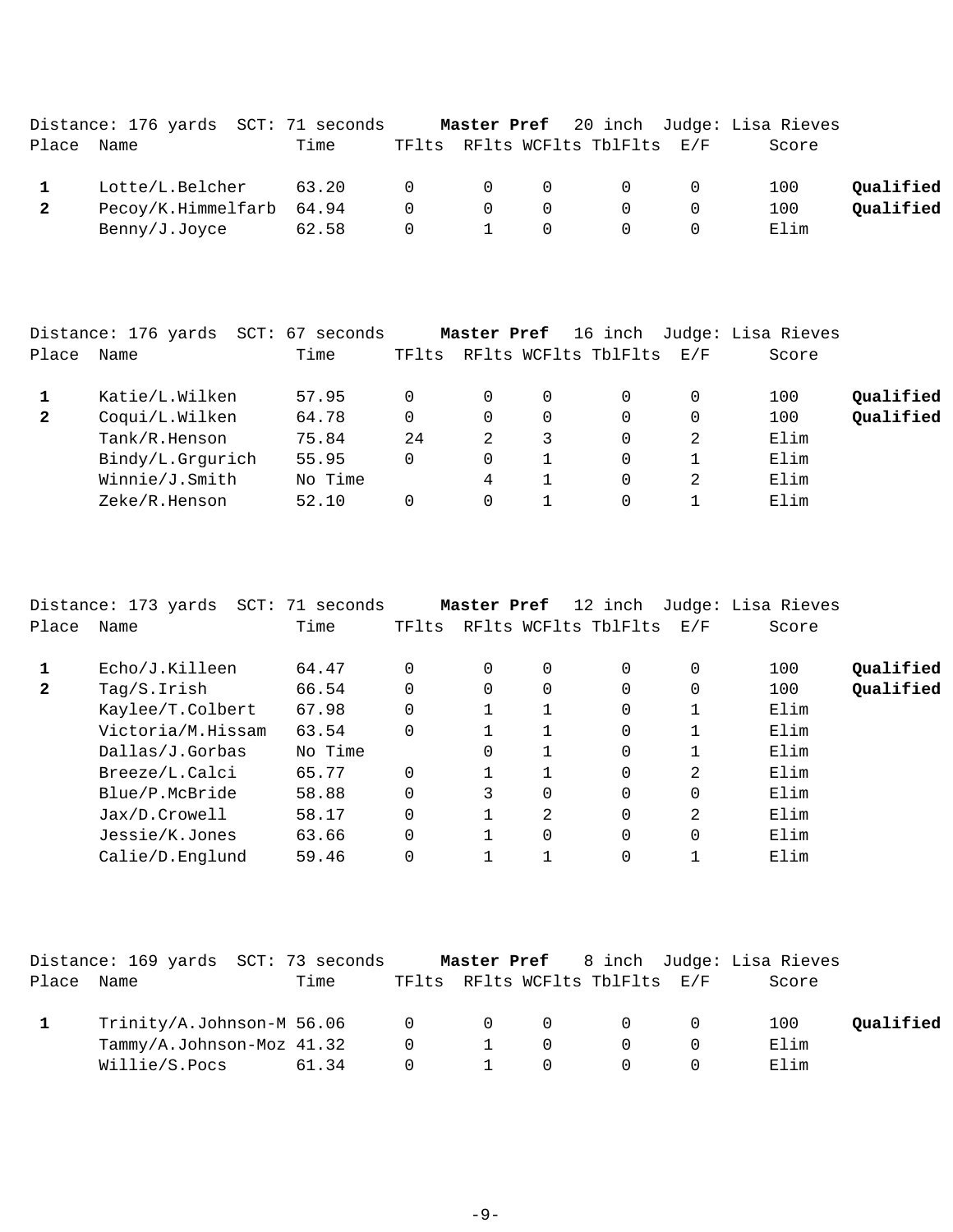Distance: 176 yards SCT: 71 seconds **Master Pref** 20 inch Judge: Lisa Rieves

| Place | Name | Time | TFlts | RFlts | WCFlts | TblFlts | E/F | Score | |
|---|---|---|---|---|---|---|---|---|---|
| **1** | Lotte/L.Belcher | 63.20 | 0 | 0 | 0 | 0 | 0 | 100 | **Qualified** |
| **2** | Pecoy/K.Himmelfarb | 64.94 | 0 | 0 | 0 | 0 | 0 | 100 | **Qualified** |
| | Benny/J.Joyce | 62.58 | 0 | 1 | 0 | 0 | 0 | Elim | |

Distance: 176 yards SCT: 67 seconds **Master Pref** 16 inch Judge: Lisa Rieves

| Place | Name | Time | TFlts | RFlts | WCFlts | TblFlts | E/F | Score | |
|---|---|---|---|---|---|---|---|---|---|
| **1** | Katie/L.Wilken | 57.95 | 0 | 0 | 0 | 0 | 0 | 100 | **Qualified** |
| **2** | Coqui/L.Wilken | 64.78 | 0 | 0 | 0 | 0 | 0 | 100 | **Qualified** |
| | Tank/R.Henson | 75.84 | 24 | 2 | 3 | 0 | 2 | Elim | |
| | Bindy/L.Grgurich | 55.95 | 0 | 0 | 1 | 0 | 1 | Elim | |
| | Winnie/J.Smith | No Time | | 4 | 1 | 0 | 2 | Elim | |
| | Zeke/R.Henson | 52.10 | 0 | 0 | 1 | 0 | 1 | Elim | |

Distance: 173 yards SCT: 71 seconds **Master Pref** 12 inch Judge: Lisa Rieves

| Place | Name | Time | TFlts | RFlts | WCFlts | TblFlts | E/F | Score | |
|---|---|---|---|---|---|---|---|---|---|
| **1** | Echo/J.Killeen | 64.47 | 0 | 0 | 0 | 0 | 0 | 100 | **Qualified** |
| **2** | Tag/S.Irish | 66.54 | 0 | 0 | 0 | 0 | 0 | 100 | **Qualified** |
| | Kaylee/T.Colbert | 67.98 | 0 | 1 | 1 | 0 | 1 | Elim | |
| | Victoria/M.Hissam | 63.54 | 0 | 1 | 1 | 0 | 1 | Elim | |
| | Dallas/J.Gorbas | No Time | | 0 | 1 | 0 | 1 | Elim | |
| | Breeze/L.Calci | 65.77 | 0 | 1 | 1 | 0 | 2 | Elim | |
| | Blue/P.McBride | 58.88 | 0 | 3 | 0 | 0 | 0 | Elim | |
| | Jax/D.Crowell | 58.17 | 0 | 1 | 2 | 0 | 2 | Elim | |
| | Jessie/K.Jones | 63.66 | 0 | 1 | 0 | 0 | 0 | Elim | |
| | Calie/D.Englund | 59.46 | 0 | 1 | 1 | 0 | 1 | Elim | |

Distance: 169 yards SCT: 73 seconds **Master Pref** 8 inch Judge: Lisa Rieves

| Place | Name | Time | TFlts | RFlts | WCFlts | TblFlts | E/F | Score | |
|---|---|---|---|---|---|---|---|---|---|
| **1** | Trinity/A.Johnson-M | 56.06 | 0 | 0 | 0 | 0 | 0 | 100 | **Qualified** |
| | Tammy/A.Johnson-Moz | 41.32 | 0 | 1 | 0 | 0 | 0 | Elim | |
| | Willie/S.Pocs | 61.34 | 0 | 1 | 0 | 0 | 0 | Elim | |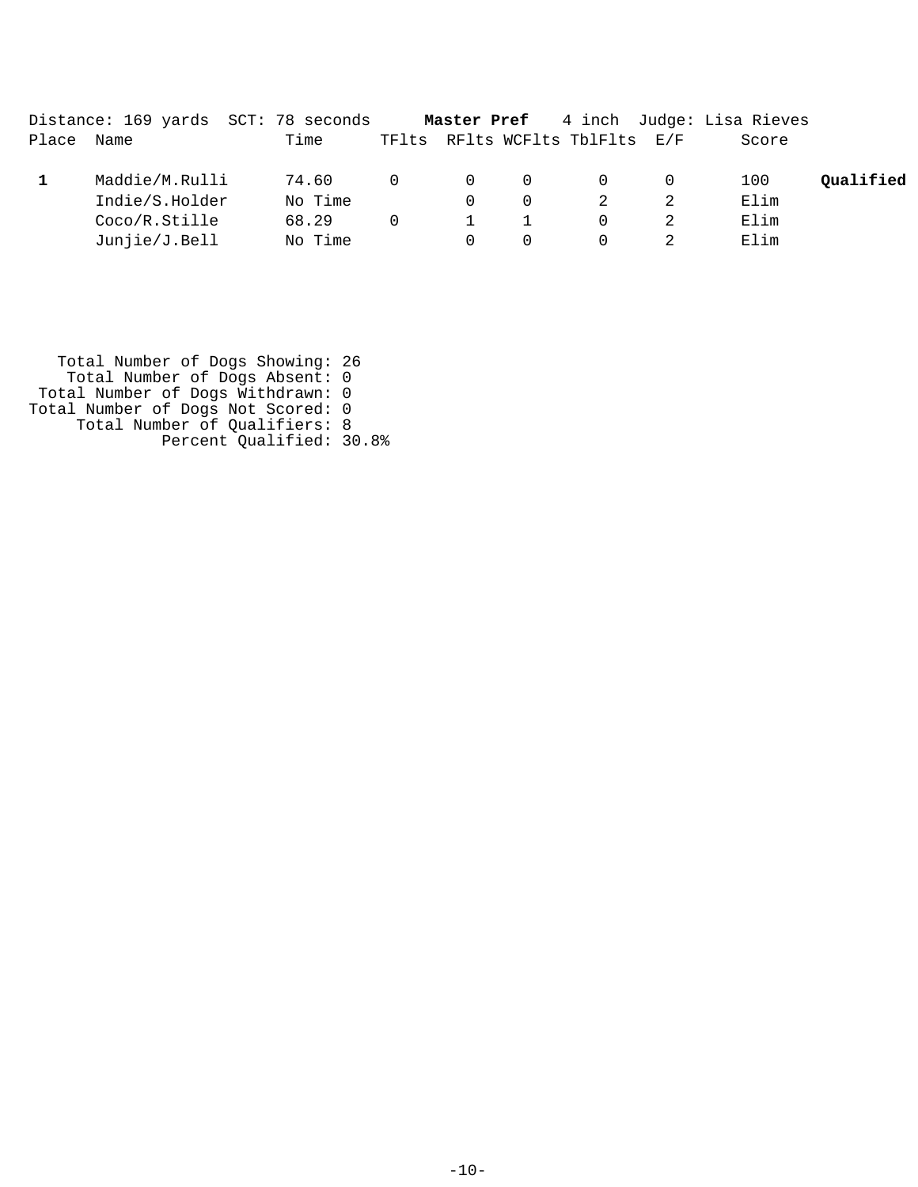Distance: 169 yards  SCT: 78 seconds  **Master Pref**  4 inch  Judge: Lisa Rieves

| Place | Name | Time | TFlts | RFlts | WCFlts | TblFlts | E/F | Score | |
|---|---|---|---|---|---|---|---|---|---|
| **1** | Maddie/M.Rulli | 74.60 | 0 | 0 | 0 | 0 | 0 | 100 | **Qualified** |
| | Indie/S.Holder | No Time | | 0 | 0 | 2 | 2 | Elim | |
| | Coco/R.Stille | 68.29 | 0 | 1 | 1 | 0 | 2 | Elim | |
| | Junjie/J.Bell | No Time | | 0 | 0 | 0 | 2 | Elim | |

Total Number of Dogs Showing: 26
Total Number of Dogs Absent: 0
Total Number of Dogs Withdrawn: 0
Total Number of Dogs Not Scored: 0
Total Number of Qualifiers: 8
Percent Qualified: 30.8%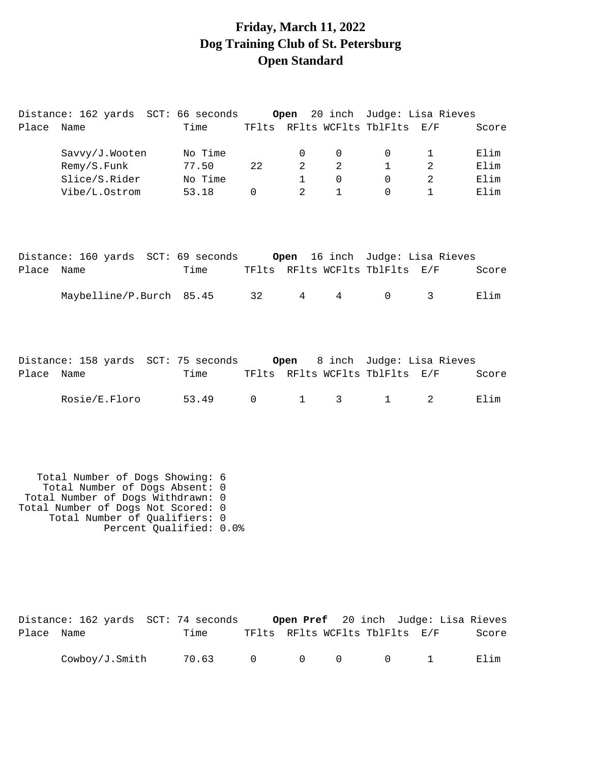# Friday, March 11, 2022
# Dog Training Club of St. Petersburg
# Open Standard

Distance: 162 yards SCT: 66 seconds **Open** 20 inch Judge: Lisa Rieves

| Place | Name | Time | TFlts | RFlts | WCFlts | TblFlts | E/F | Score |
|---|---|---|---|---|---|---|---|---|
| | Savvy/J.Wooten | No Time | | 0 | 0 | 0 | 1 | Elim |
| | Remy/S.Funk | 77.50 | 22 | 2 | 2 | 1 | 2 | Elim |
| | Slice/S.Rider | No Time | | 1 | 0 | 0 | 2 | Elim |
| | Vibe/L.Ostrom | 53.18 | 0 | 2 | 1 | 0 | 1 | Elim |

Distance: 160 yards SCT: 69 seconds **Open** 16 inch Judge: Lisa Rieves

| Place | Name | Time | TFlts | RFlts | WCFlts | TblFlts | E/F | Score |
|---|---|---|---|---|---|---|---|---|
| | Maybelline/P.Burch | 85.45 | 32 | 4 | 4 | 0 | 3 | Elim |

Distance: 158 yards SCT: 75 seconds **Open** 8 inch Judge: Lisa Rieves

| Place | Name | Time | TFlts | RFlts | WCFlts | TblFlts | E/F | Score |
|---|---|---|---|---|---|---|---|---|
| | Rosie/E.Floro | 53.49 | 0 | 1 | 3 | 1 | 2 | Elim |

Total Number of Dogs Showing: 6
Total Number of Dogs Absent: 0
Total Number of Dogs Withdrawn: 0
Total Number of Dogs Not Scored: 0
Total Number of Qualifiers: 0
Percent Qualified: 0.0%

Distance: 162 yards SCT: 74 seconds **Open Pref** 20 inch Judge: Lisa Rieves

| Place | Name | Time | TFlts | RFlts | WCFlts | TblFlts | E/F | Score |
|---|---|---|---|---|---|---|---|---|
| | Cowboy/J.Smith | 70.63 | 0 | 0 | 0 | 0 | 1 | Elim |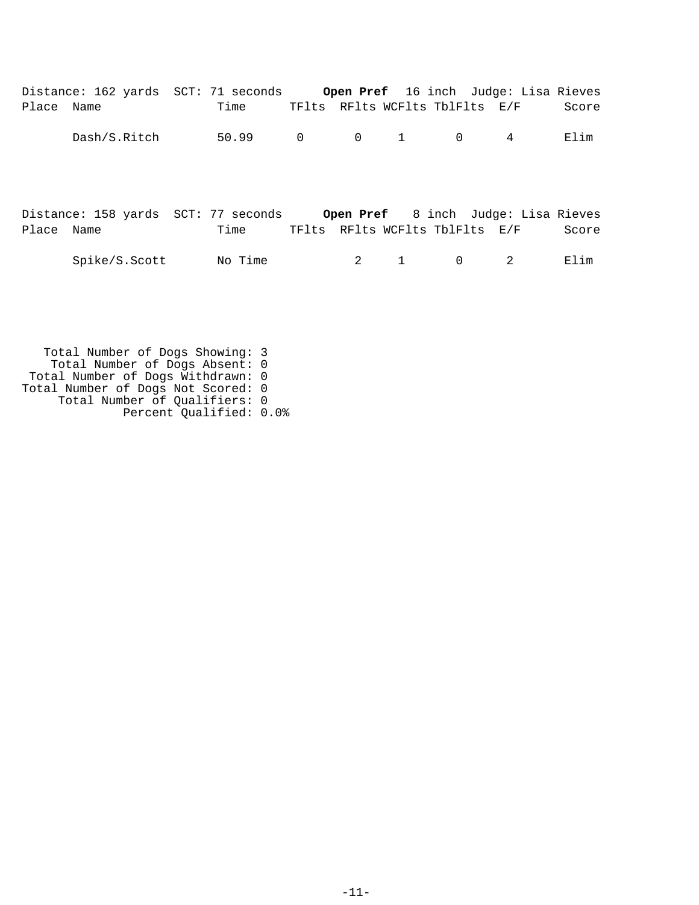Distance: 162 yards  SCT: 71 seconds  **Open Pref**  16 inch  Judge: Lisa Rieves

| Place | Name | Time | TFlts | RFlts | WCFlts | TblFlts | E/F | Score |
|---|---|---|---|---|---|---|---|---|
| | Dash/S.Ritch | 50.99 | 0 | 0 | 1 | 0 | 4 | Elim |

Distance: 158 yards  SCT: 77 seconds  **Open Pref**  8 inch  Judge: Lisa Rieves

| Place | Name | Time | TFlts | RFlts | WCFlts | TblFlts | E/F | Score |
|---|---|---|---|---|---|---|---|---|
| | Spike/S.Scott | No Time | | 2 | 1 | 0 | 2 | Elim |

Total Number of Dogs Showing: 3
Total Number of Dogs Absent: 0
Total Number of Dogs Withdrawn: 0
Total Number of Dogs Not Scored: 0
Total Number of Qualifiers: 0
Percent Qualified: 0.0%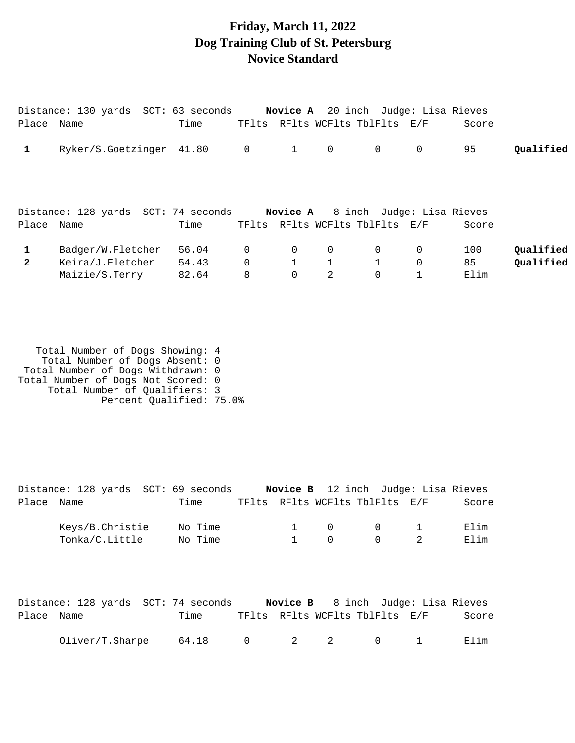# Friday, March 11, 2022
# Dog Training Club of St. Petersburg
# Novice Standard

Distance: 130 yards SCT: 63 seconds **Novice A** 20 inch Judge: Lisa Rieves

| Place | Name | Time | TFlts | RFlts | WCFlts | TblFlts | E/F | Score | |
|---|---|---|---|---|---|---|---|---|---|
| **1** | Ryker/S.Goetzinger | 41.80 | 0 | 1 | 0 | 0 | 0 | 95 | **Qualified** |

Distance: 128 yards SCT: 74 seconds **Novice A** 8 inch Judge: Lisa Rieves

| Place | Name | Time | TFlts | RFlts | WCFlts | TblFlts | E/F | Score | |
|---|---|---|---|---|---|---|---|---|---|
| **1** | Badger/W.Fletcher | 56.04 | 0 | 0 | 0 | 0 | 0 | 100 | **Qualified** |
| **2** | Keira/J.Fletcher | 54.43 | 0 | 1 | 1 | 1 | 0 | 85 | **Qualified** |
| | Maizie/S.Terry | 82.64 | 8 | 0 | 2 | 0 | 1 | Elim | |

Total Number of Dogs Showing: 4
Total Number of Dogs Absent: 0
Total Number of Dogs Withdrawn: 0
Total Number of Dogs Not Scored: 0
Total Number of Qualifiers: 3
Percent Qualified: 75.0%

Distance: 128 yards SCT: 69 seconds **Novice B** 12 inch Judge: Lisa Rieves

| Place | Name | Time | TFlts | RFlts | WCFlts | TblFlts | E/F | Score |
|---|---|---|---|---|---|---|---|---|
| | Keys/B.Christie | No Time | | 1 | 0 | 0 | 1 | Elim |
| | Tonka/C.Little | No Time | | 1 | 0 | 0 | 2 | Elim |

Distance: 128 yards SCT: 74 seconds **Novice B** 8 inch Judge: Lisa Rieves

| Place | Name | Time | TFlts | RFlts | WCFlts | TblFlts | E/F | Score |
|---|---|---|---|---|---|---|---|---|
| | Oliver/T.Sharpe | 64.18 | 0 | 2 | 2 | 0 | 1 | Elim |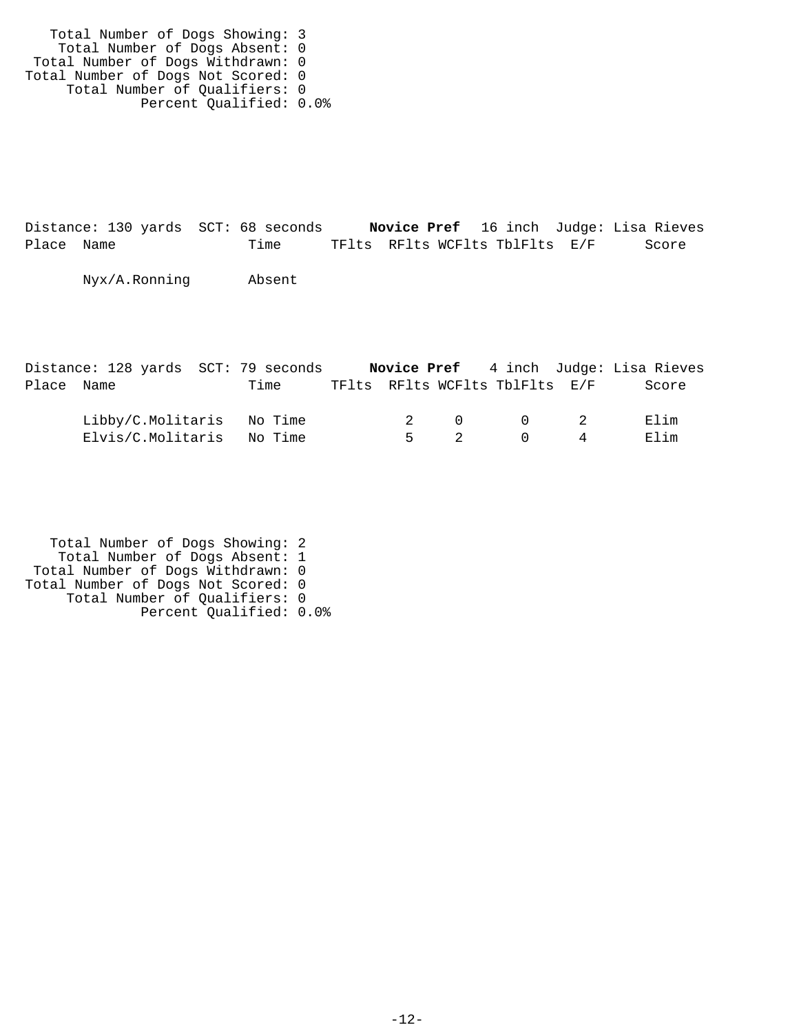Total Number of Dogs Showing: 3
Total Number of Dogs Absent: 0
Total Number of Dogs Withdrawn: 0
Total Number of Dogs Not Scored: 0
Total Number of Qualifiers: 0
Percent Qualified: 0.0%

Distance: 130 yards SCT: 68 seconds **Novice Pref** 16 inch Judge: Lisa Rieves

| Place | Name | Time | TFlts | RFlts | WCFlts | TblFlts | E/F | Score |
|---|---|---|---|---|---|---|---|---|
| | Nyx/A.Ronning | Absent | | | | | | |

Distance: 128 yards SCT: 79 seconds **Novice Pref** 4 inch Judge: Lisa Rieves

| Place | Name | Time | TFlts | RFlts | WCFlts | TblFlts | E/F | Score |
|---|---|---|---|---|---|---|---|---|
| | Libby/C.Molitaris | No Time | | 2 | 0 | 0 | 2 | Elim |
| | Elvis/C.Molitaris | No Time | | 5 | 2 | 0 | 4 | Elim |

Total Number of Dogs Showing: 2
Total Number of Dogs Absent: 1
Total Number of Dogs Withdrawn: 0
Total Number of Dogs Not Scored: 0
Total Number of Qualifiers: 0
Percent Qualified: 0.0%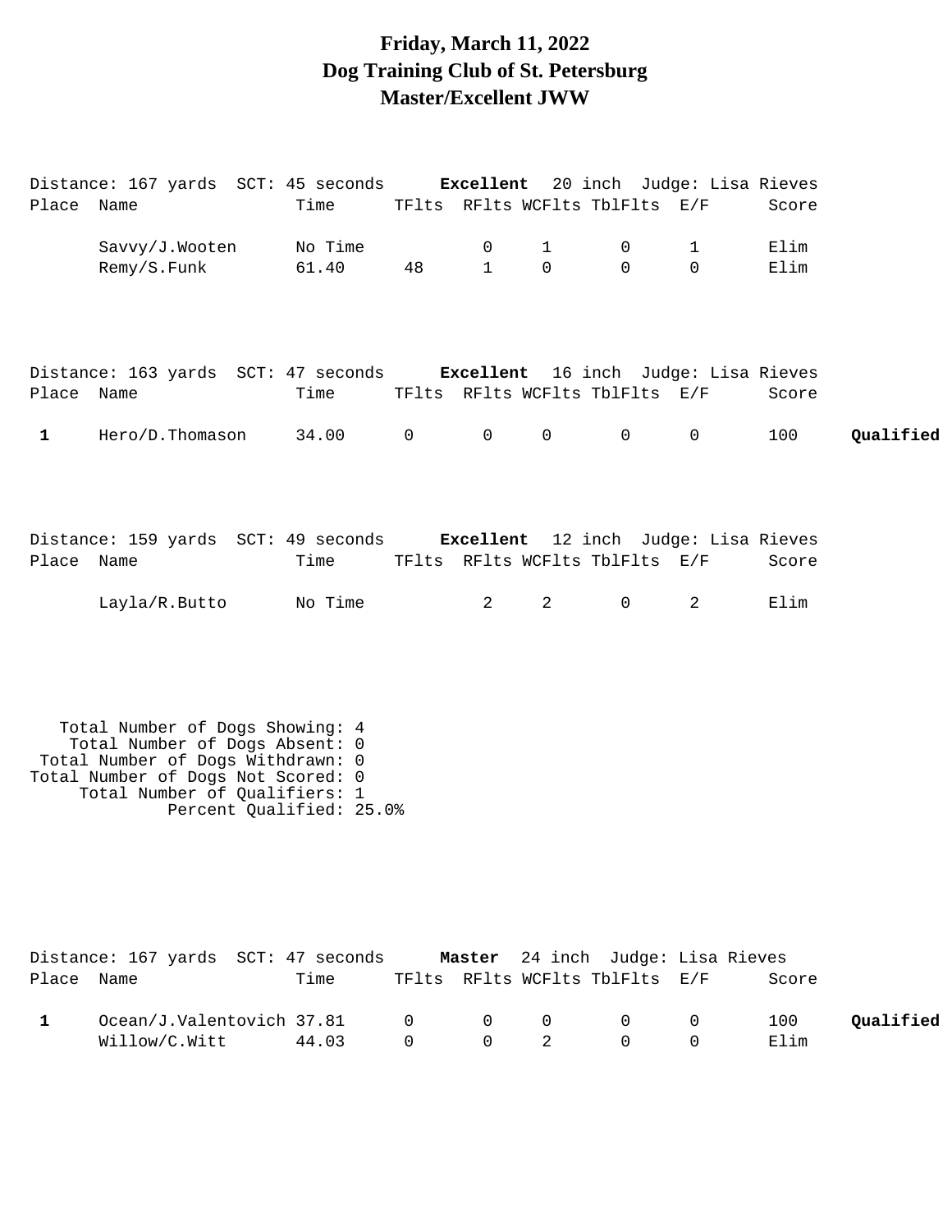# Friday, March 11, 2022
# Dog Training Club of St. Petersburg
# Master/Excellent JWW

Distance: 167 yards SCT: 45 seconds **Excellent** 20 inch Judge: Lisa Rieves

| Place | Name | Time | TFlts | RFlts | WCFlts | TblFlts | E/F | Score | |
|---|---|---|---|---|---|---|---|---|---|
| | Savvy/J.Wooten | No Time | | 0 | 1 | 0 | 1 | Elim | |
| | Remy/S.Funk | 61.40 | 48 | 1 | 0 | 0 | 0 | Elim | |

Distance: 163 yards SCT: 47 seconds **Excellent** 16 inch Judge: Lisa Rieves

| Place | Name | Time | TFlts | RFlts | WCFlts | TblFlts | E/F | Score | |
|---|---|---|---|---|---|---|---|---|---|
| 1 | Hero/D.Thomason | 34.00 | 0 | 0 | 0 | 0 | 0 | 100 | **Qualified** |

Distance: 159 yards SCT: 49 seconds **Excellent** 12 inch Judge: Lisa Rieves

| Place | Name | Time | TFlts | RFlts | WCFlts | TblFlts | E/F | Score | |
|---|---|---|---|---|---|---|---|---|---|
| | Layla/R.Butto | No Time | | 2 | 2 | 0 | 2 | Elim | |

Total Number of Dogs Showing: 4
Total Number of Dogs Absent: 0
Total Number of Dogs Withdrawn: 0
Total Number of Dogs Not Scored: 0
Total Number of Qualifiers: 1
Percent Qualified: 25.0%

Distance: 167 yards SCT: 47 seconds **Master** 24 inch Judge: Lisa Rieves

| Place | Name | Time | TFlts | RFlts | WCFlts | TblFlts | E/F | Score | |
|---|---|---|---|---|---|---|---|---|---|
| 1 | Ocean/J.Valentovich | 37.81 | 0 | 0 | 0 | 0 | 0 | 100 | **Qualified** |
| | Willow/C.Witt | 44.03 | 0 | 0 | 2 | 0 | 0 | Elim | |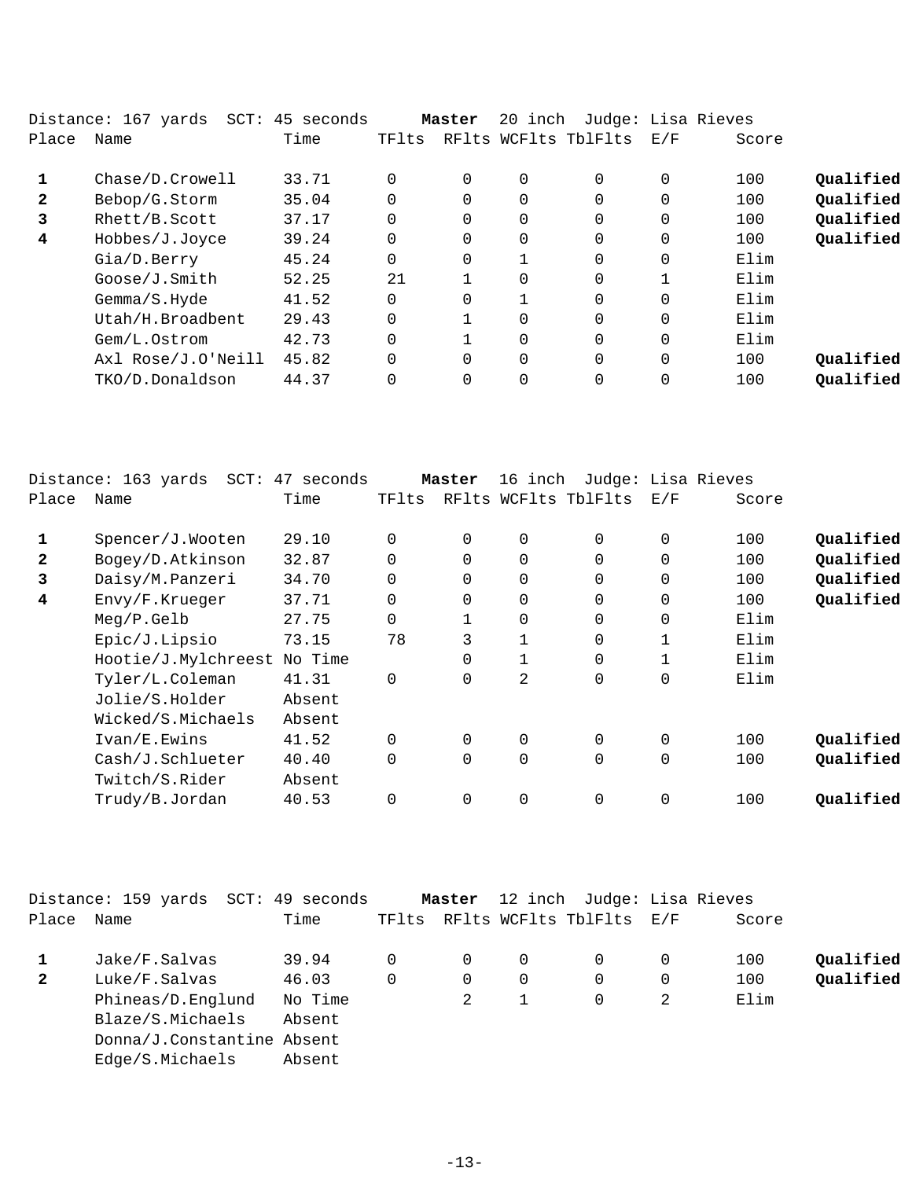Distance: 167 yards  SCT: 45 seconds  **Master**  20 inch  Judge: Lisa Rieves

| Place | Name | Time | TFlts | RFlts | WCFlts | TblFlts | E/F | Score | |
|---|---|---|---|---|---|---|---|---|---|
| **1** | Chase/D.Crowell | 33.71 | 0 | 0 | 0 | 0 | 0 | 100 | **Qualified** |
| **2** | Bebop/G.Storm | 35.04 | 0 | 0 | 0 | 0 | 0 | 100 | **Qualified** |
| **3** | Rhett/B.Scott | 37.17 | 0 | 0 | 0 | 0 | 0 | 100 | **Qualified** |
| **4** | Hobbes/J.Joyce | 39.24 | 0 | 0 | 0 | 0 | 0 | 100 | **Qualified** |
| | Gia/D.Berry | 45.24 | 0 | 0 | 1 | 0 | 0 | Elim | |
| | Goose/J.Smith | 52.25 | 21 | 1 | 0 | 0 | 1 | Elim | |
| | Gemma/S.Hyde | 41.52 | 0 | 0 | 1 | 0 | 0 | Elim | |
| | Utah/H.Broadbent | 29.43 | 0 | 1 | 0 | 0 | 0 | Elim | |
| | Gem/L.Ostrom | 42.73 | 0 | 1 | 0 | 0 | 0 | Elim | |
| | Axl Rose/J.O'Neill | 45.82 | 0 | 0 | 0 | 0 | 0 | 100 | **Qualified** |
| | TKO/D.Donaldson | 44.37 | 0 | 0 | 0 | 0 | 0 | 100 | **Qualified** |

Distance: 163 yards  SCT: 47 seconds  **Master**  16 inch  Judge: Lisa Rieves

| Place | Name | Time | TFlts | RFlts | WCFlts | TblFlts | E/F | Score | |
|---|---|---|---|---|---|---|---|---|---|
| **1** | Spencer/J.Wooten | 29.10 | 0 | 0 | 0 | 0 | 0 | 100 | **Qualified** |
| **2** | Bogey/D.Atkinson | 32.87 | 0 | 0 | 0 | 0 | 0 | 100 | **Qualified** |
| **3** | Daisy/M.Panzeri | 34.70 | 0 | 0 | 0 | 0 | 0 | 100 | **Qualified** |
| **4** | Envy/F.Krueger | 37.71 | 0 | 0 | 0 | 0 | 0 | 100 | **Qualified** |
| | Meg/P.Gelb | 27.75 | 0 | 1 | 0 | 0 | 0 | Elim | |
| | Epic/J.Lipsio | 73.15 | 78 | 3 | 1 | 0 | 1 | Elim | |
| | Hootie/J.Mylchreest | No Time | | 0 | 1 | 0 | 1 | Elim | |
| | Tyler/L.Coleman | 41.31 | 0 | 0 | 2 | 0 | 0 | Elim | |
| | Jolie/S.Holder | Absent | | | | | | | |
| | Wicked/S.Michaels | Absent | | | | | | | |
| | Ivan/E.Ewins | 41.52 | 0 | 0 | 0 | 0 | 0 | 100 | **Qualified** |
| | Cash/J.Schlueter | 40.40 | 0 | 0 | 0 | 0 | 0 | 100 | **Qualified** |
| | Twitch/S.Rider | Absent | | | | | | | |
| | Trudy/B.Jordan | 40.53 | 0 | 0 | 0 | 0 | 0 | 100 | **Qualified** |

Distance: 159 yards  SCT: 49 seconds  **Master**  12 inch  Judge: Lisa Rieves

| Place | Name | Time | TFlts | RFlts | WCFlts | TblFlts | E/F | Score | |
|---|---|---|---|---|---|---|---|---|---|
| **1** | Jake/F.Salvas | 39.94 | 0 | 0 | 0 | 0 | 0 | 100 | **Qualified** |
| **2** | Luke/F.Salvas | 46.03 | 0 | 0 | 0 | 0 | 0 | 100 | **Qualified** |
| | Phineas/D.Englund | No Time | | 2 | 1 | 0 | 2 | Elim | |
| | Blaze/S.Michaels | Absent | | | | | | | |
| | Donna/J.Constantine | Absent | | | | | | | |
| | Edge/S.Michaels | Absent | | | | | | | |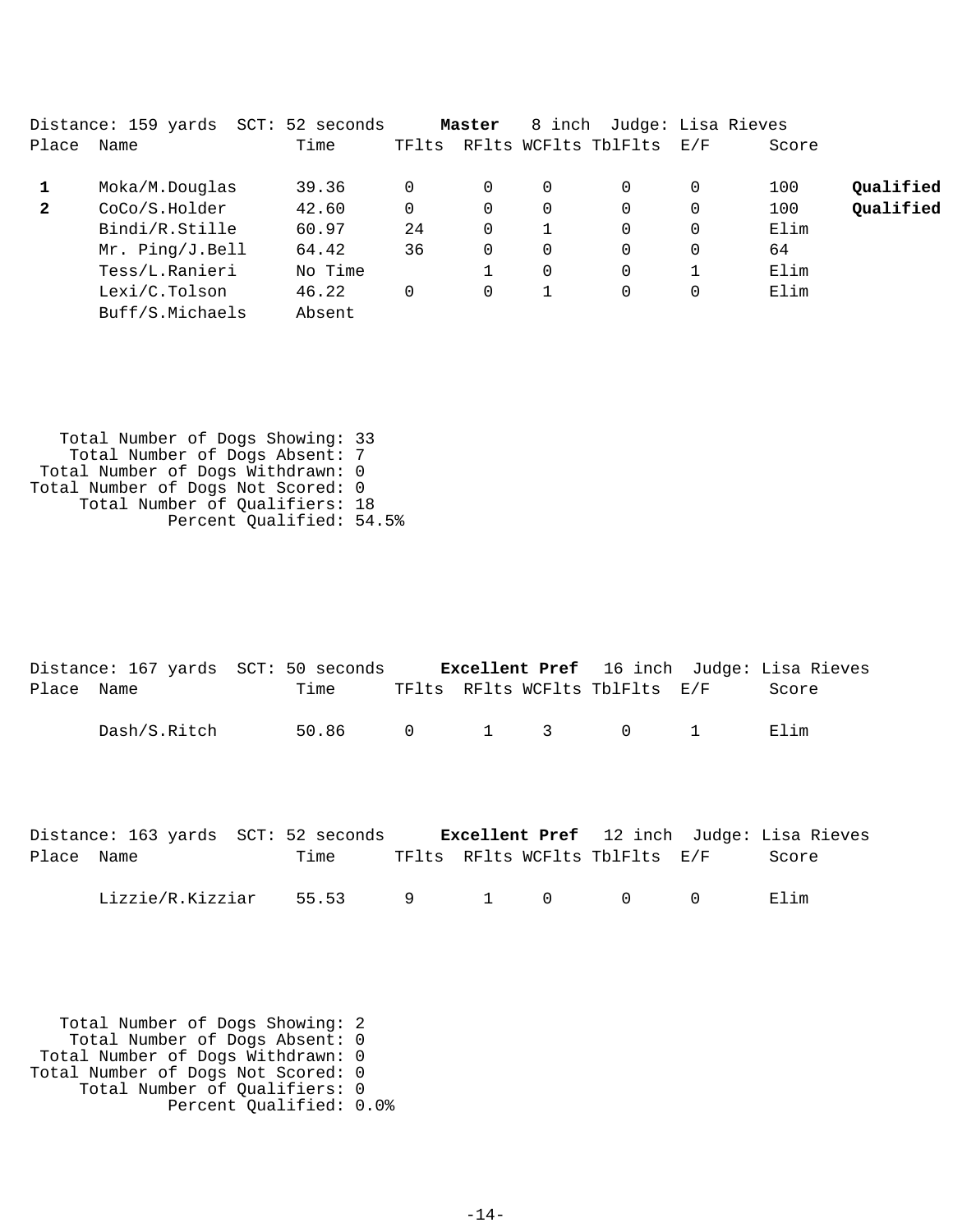Distance: 159 yards  SCT: 52 seconds  **Master**  8 inch  Judge: Lisa Rieves

| Place | Name | Time | TFlts | RFlts | WCFlts | TblFlts | E/F | Score | |
|---|---|---|---|---|---|---|---|---|---|
| **1** | Moka/M.Douglas | 39.36 | 0 | 0 | 0 | 0 | 0 | 100 | **Qualified** |
| **2** | CoCo/S.Holder | 42.60 | 0 | 0 | 0 | 0 | 0 | 100 | **Qualified** |
| | Bindi/R.Stille | 60.97 | 24 | 0 | 1 | 0 | 0 | Elim | |
| | Mr. Ping/J.Bell | 64.42 | 36 | 0 | 0 | 0 | 0 | 64 | |
| | Tess/L.Ranieri | No Time | | 1 | 0 | 0 | 1 | Elim | |
| | Lexi/C.Tolson | 46.22 | 0 | 0 | 1 | 0 | 0 | Elim | |
| | Buff/S.Michaels | Absent | | | | | | | |

Total Number of Dogs Showing: 33
Total Number of Dogs Absent: 7
Total Number of Dogs Withdrawn: 0
Total Number of Dogs Not Scored: 0
Total Number of Qualifiers: 18
Percent Qualified: 54.5%

Distance: 167 yards  SCT: 50 seconds  **Excellent Pref**  16 inch  Judge: Lisa Rieves

| Place | Name | Time | TFlts | RFlts | WCFlts | TblFlts | E/F | Score |
|---|---|---|---|---|---|---|---|---|
| | Dash/S.Ritch | 50.86 | 0 | 1 | 3 | 0 | 1 | Elim |

Distance: 163 yards  SCT: 52 seconds  **Excellent Pref**  12 inch  Judge: Lisa Rieves

| Place | Name | Time | TFlts | RFlts | WCFlts | TblFlts | E/F | Score |
|---|---|---|---|---|---|---|---|---|
| | Lizzie/R.Kizziar | 55.53 | 9 | 1 | 0 | 0 | 0 | Elim |

Total Number of Dogs Showing: 2
Total Number of Dogs Absent: 0
Total Number of Dogs Withdrawn: 0
Total Number of Dogs Not Scored: 0
Total Number of Qualifiers: 0
Percent Qualified: 0.0%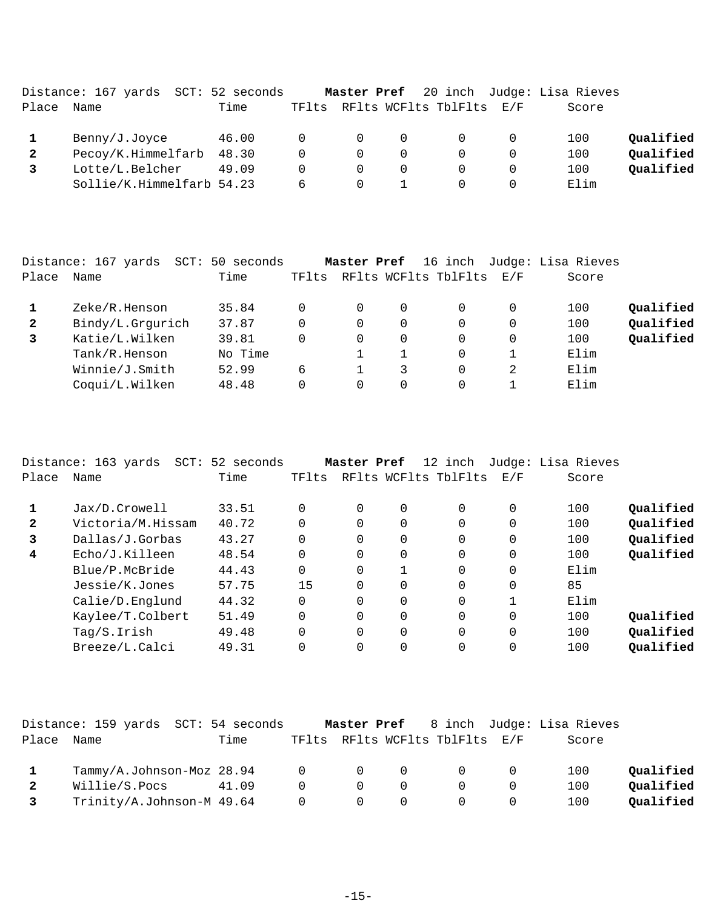Distance: 167 yards  SCT: 52 seconds  **Master Pref**  20 inch  Judge: Lisa Rieves

| Place | Name | Time | TFlts | RFlts | WCFlts | TblFlts | E/F | Score | |
|---|---|---|---|---|---|---|---|---|---|
| **1** | Benny/J.Joyce | 46.00 | 0 | 0 | 0 | 0 | 0 | 100 | **Qualified** |
| **2** | Pecoy/K.Himmelfarb | 48.30 | 0 | 0 | 0 | 0 | 0 | 100 | **Qualified** |
| **3** | Lotte/L.Belcher | 49.09 | 0 | 0 | 0 | 0 | 0 | 100 | **Qualified** |
| | Sollie/K.Himmelfarb | 54.23 | 6 | 0 | 1 | 0 | 0 | Elim | |

Distance: 167 yards  SCT: 50 seconds  **Master Pref**  16 inch  Judge: Lisa Rieves

| Place | Name | Time | TFlts | RFlts | WCFlts | TblFlts | E/F | Score | |
|---|---|---|---|---|---|---|---|---|---|
| **1** | Zeke/R.Henson | 35.84 | 0 | 0 | 0 | 0 | 0 | 100 | **Qualified** |
| **2** | Bindy/L.Grgurich | 37.87 | 0 | 0 | 0 | 0 | 0 | 100 | **Qualified** |
| **3** | Katie/L.Wilken | 39.81 | 0 | 0 | 0 | 0 | 0 | 100 | **Qualified** |
| | Tank/R.Henson | No Time | | 1 | 1 | 0 | 1 | Elim | |
| | Winnie/J.Smith | 52.99 | 6 | 1 | 3 | 0 | 2 | Elim | |
| | Coqui/L.Wilken | 48.48 | 0 | 0 | 0 | 0 | 1 | Elim | |

Distance: 163 yards  SCT: 52 seconds  **Master Pref**  12 inch  Judge: Lisa Rieves

| Place | Name | Time | TFlts | RFlts | WCFlts | TblFlts | E/F | Score | |
|---|---|---|---|---|---|---|---|---|---|
| **1** | Jax/D.Crowell | 33.51 | 0 | 0 | 0 | 0 | 0 | 100 | **Qualified** |
| **2** | Victoria/M.Hissam | 40.72 | 0 | 0 | 0 | 0 | 0 | 100 | **Qualified** |
| **3** | Dallas/J.Gorbas | 43.27 | 0 | 0 | 0 | 0 | 0 | 100 | **Qualified** |
| **4** | Echo/J.Killeen | 48.54 | 0 | 0 | 0 | 0 | 0 | 100 | **Qualified** |
| | Blue/P.McBride | 44.43 | 0 | 0 | 1 | 0 | 0 | Elim | |
| | Jessie/K.Jones | 57.75 | 15 | 0 | 0 | 0 | 0 | 85 | |
| | Calie/D.Englund | 44.32 | 0 | 0 | 0 | 0 | 1 | Elim | |
| | Kaylee/T.Colbert | 51.49 | 0 | 0 | 0 | 0 | 0 | 100 | **Qualified** |
| | Tag/S.Irish | 49.48 | 0 | 0 | 0 | 0 | 0 | 100 | **Qualified** |
| | Breeze/L.Calci | 49.31 | 0 | 0 | 0 | 0 | 0 | 100 | **Qualified** |

Distance: 159 yards  SCT: 54 seconds  **Master Pref**  8 inch  Judge: Lisa Rieves

| Place | Name | Time | TFlts | RFlts | WCFlts | TblFlts | E/F | Score | |
|---|---|---|---|---|---|---|---|---|---|
| **1** | Tammy/A.Johnson-Moz | 28.94 | 0 | 0 | 0 | 0 | 0 | 100 | **Qualified** |
| **2** | Willie/S.Pocs | 41.09 | 0 | 0 | 0 | 0 | 0 | 100 | **Qualified** |
| **3** | Trinity/A.Johnson-M | 49.64 | 0 | 0 | 0 | 0 | 0 | 100 | **Qualified** |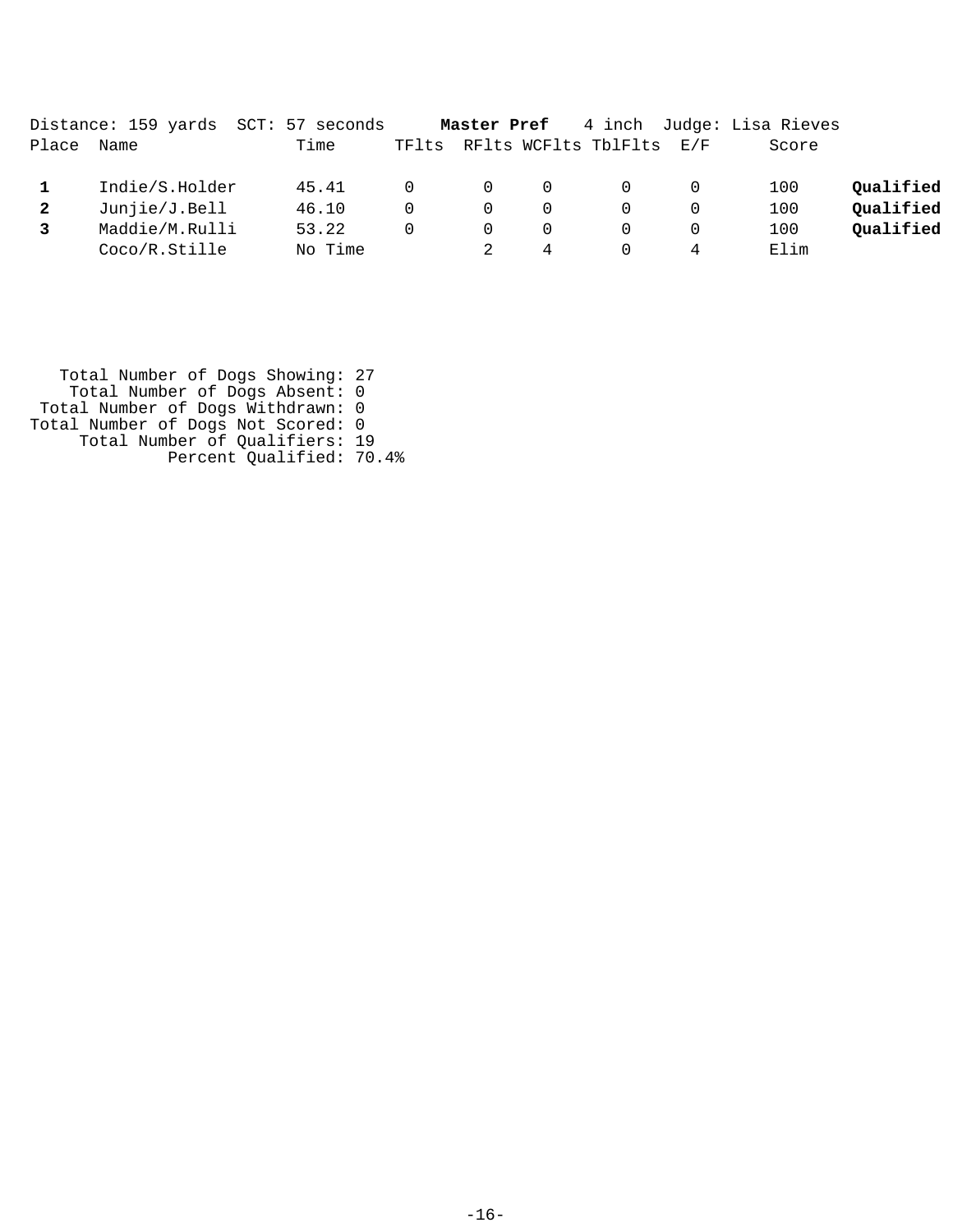Distance: 159 yards SCT: 57 seconds **Master Pref** 4 inch Judge: Lisa Rieves

| Place | Name | Time | TFlts | RFlts | WCFlts | TblFlts | E/F | Score | |
|---|---|---|---|---|---|---|---|---|---|
| **1** | Indie/S.Holder | 45.41 | 0 | 0 | 0 | 0 | 0 | 100 | **Qualified** |
| **2** | Junjie/J.Bell | 46.10 | 0 | 0 | 0 | 0 | 0 | 100 | **Qualified** |
| **3** | Maddie/M.Rulli | 53.22 | 0 | 0 | 0 | 0 | 0 | 100 | **Qualified** |
| | Coco/R.Stille | No Time | | 2 | 4 | 0 | 4 | Elim | |

Total Number of Dogs Showing: 27
Total Number of Dogs Absent: 0
Total Number of Dogs Withdrawn: 0
Total Number of Dogs Not Scored: 0
Total Number of Qualifiers: 19
Percent Qualified: 70.4%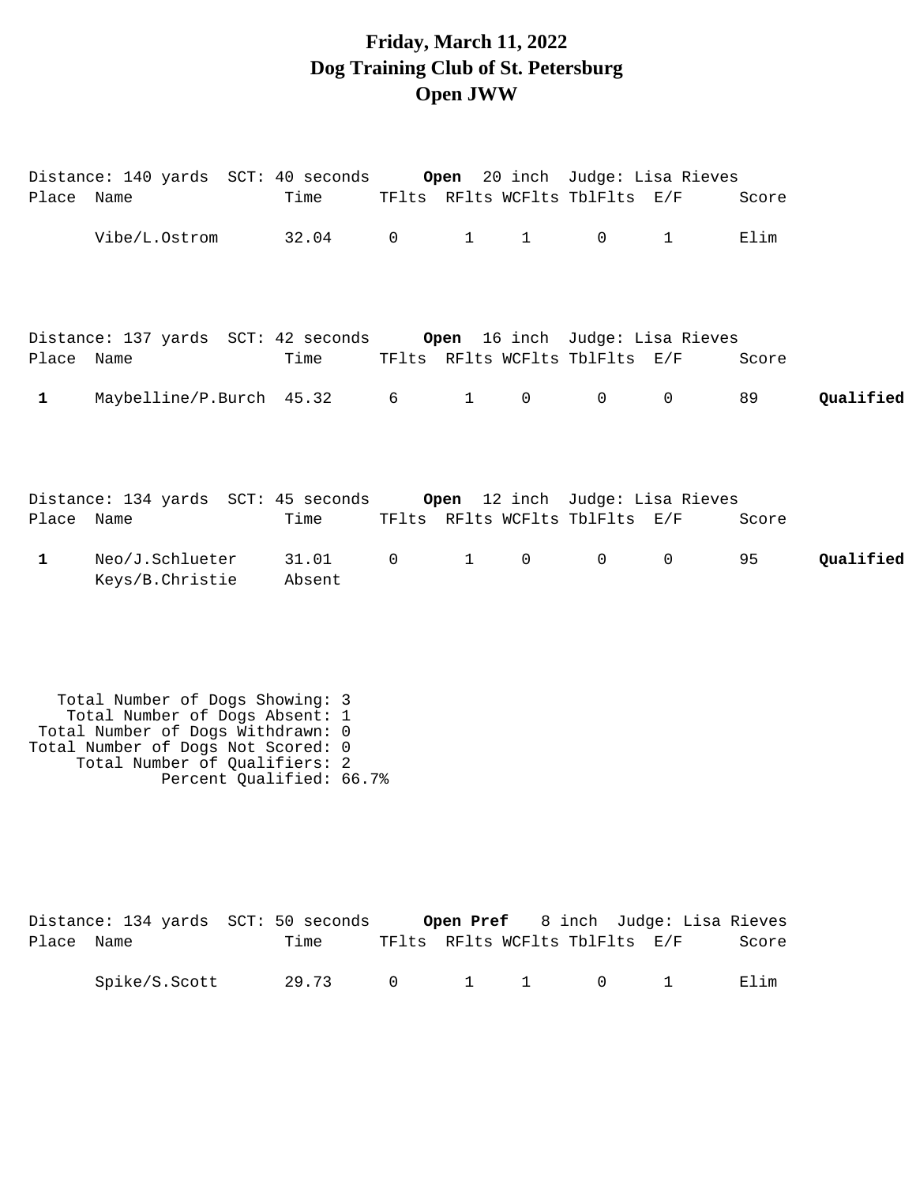# Friday, March 11, 2022
# Dog Training Club of St. Petersburg
# Open JWW

Distance: 140 yards SCT: 40 seconds **Open** 20 inch Judge: Lisa Rieves

| Place | Name | Time | TFlts | RFlts | WCFlts | TblFlts | E/F | Score | |
|---|---|---|---|---|---|---|---|---|---|
| | Vibe/L.Ostrom | 32.04 | 0 | 1 | 1 | 0 | 1 | Elim | |

Distance: 137 yards SCT: 42 seconds **Open** 16 inch Judge: Lisa Rieves

| Place | Name | Time | TFlts | RFlts | WCFlts | TblFlts | E/F | Score | |
|---|---|---|---|---|---|---|---|---|---|
| **1** | Maybelline/P.Burch | 45.32 | 6 | 1 | 0 | 0 | 0 | 89 | **Qualified** |

Distance: 134 yards SCT: 45 seconds **Open** 12 inch Judge: Lisa Rieves

| Place | Name | Time | TFlts | RFlts | WCFlts | TblFlts | E/F | Score | |
|---|---|---|---|---|---|---|---|---|---|
| **1** | Neo/J.Schlueter | 31.01 | 0 | 1 | 0 | 0 | 0 | 95 | **Qualified** |
| | Keys/B.Christie | Absent | | | | | | | |

Total Number of Dogs Showing: 3
Total Number of Dogs Absent: 1
Total Number of Dogs Withdrawn: 0
Total Number of Dogs Not Scored: 0
Total Number of Qualifiers: 2
Percent Qualified: 66.7%

Distance: 134 yards SCT: 50 seconds **Open Pref** 8 inch Judge: Lisa Rieves

| Place | Name | Time | TFlts | RFlts | WCFlts | TblFlts | E/F | Score |
|---|---|---|---|---|---|---|---|---|
| | Spike/S.Scott | 29.73 | 0 | 1 | 1 | 0 | 1 | Elim |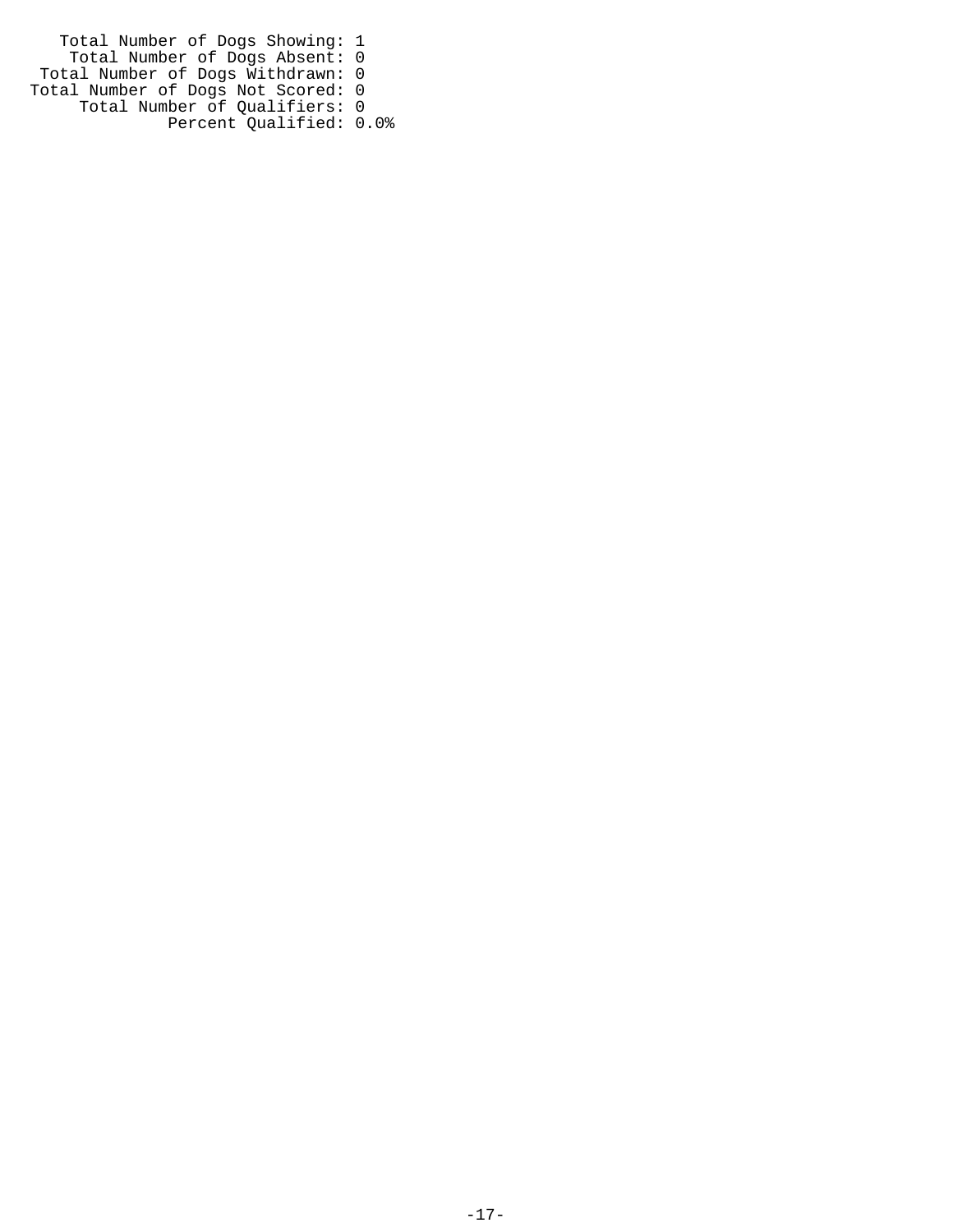Total Number of Dogs Showing: 1
Total Number of Dogs Absent: 0
Total Number of Dogs Withdrawn: 0
Total Number of Dogs Not Scored: 0
Total Number of Qualifiers: 0
Percent Qualified: 0.0%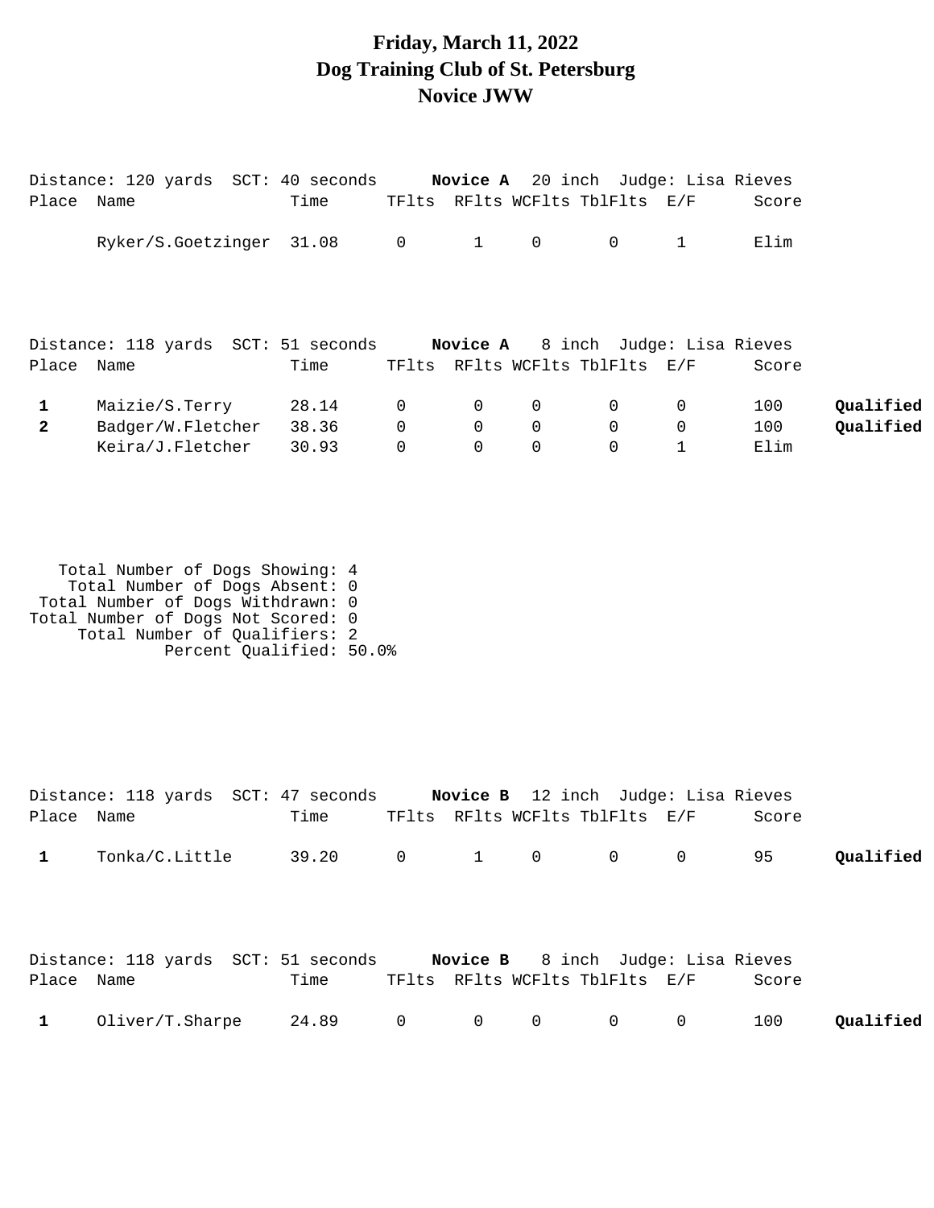# Friday, March 11, 2022
# Dog Training Club of St. Petersburg
# Novice JWW

Distance: 120 yards SCT: 40 seconds **Novice A** 20 inch Judge: Lisa Rieves

| Place | Name | Time | TFlts | RFlts | WCFlts | TblFlts | E/F | Score | |
|---|---|---|---|---|---|---|---|---|---|
| | Ryker/S.Goetzinger | 31.08 | 0 | 1 | 0 | 0 | 1 | Elim | |

Distance: 118 yards SCT: 51 seconds **Novice A** 8 inch Judge: Lisa Rieves

| Place | Name | Time | TFlts | RFlts | WCFlts | TblFlts | E/F | Score | |
|---|---|---|---|---|---|---|---|---|---|
| **1** | Maizie/S.Terry | 28.14 | 0 | 0 | 0 | 0 | 0 | 100 | **Qualified** |
| **2** | Badger/W.Fletcher | 38.36 | 0 | 0 | 0 | 0 | 0 | 100 | **Qualified** |
| | Keira/J.Fletcher | 30.93 | 0 | 0 | 0 | 0 | 1 | Elim | |

Total Number of Dogs Showing: 4
Total Number of Dogs Absent: 0
Total Number of Dogs Withdrawn: 0
Total Number of Dogs Not Scored: 0
Total Number of Qualifiers: 2
Percent Qualified: 50.0%

Distance: 118 yards SCT: 47 seconds **Novice B** 12 inch Judge: Lisa Rieves

| Place | Name | Time | TFlts | RFlts | WCFlts | TblFlts | E/F | Score | |
|---|---|---|---|---|---|---|---|---|---|
| **1** | Tonka/C.Little | 39.20 | 0 | 1 | 0 | 0 | 0 | 95 | **Qualified** |

Distance: 118 yards SCT: 51 seconds **Novice B** 8 inch Judge: Lisa Rieves

| Place | Name | Time | TFlts | RFlts | WCFlts | TblFlts | E/F | Score | |
|---|---|---|---|---|---|---|---|---|---|
| **1** | Oliver/T.Sharpe | 24.89 | 0 | 0 | 0 | 0 | 0 | 100 | **Qualified** |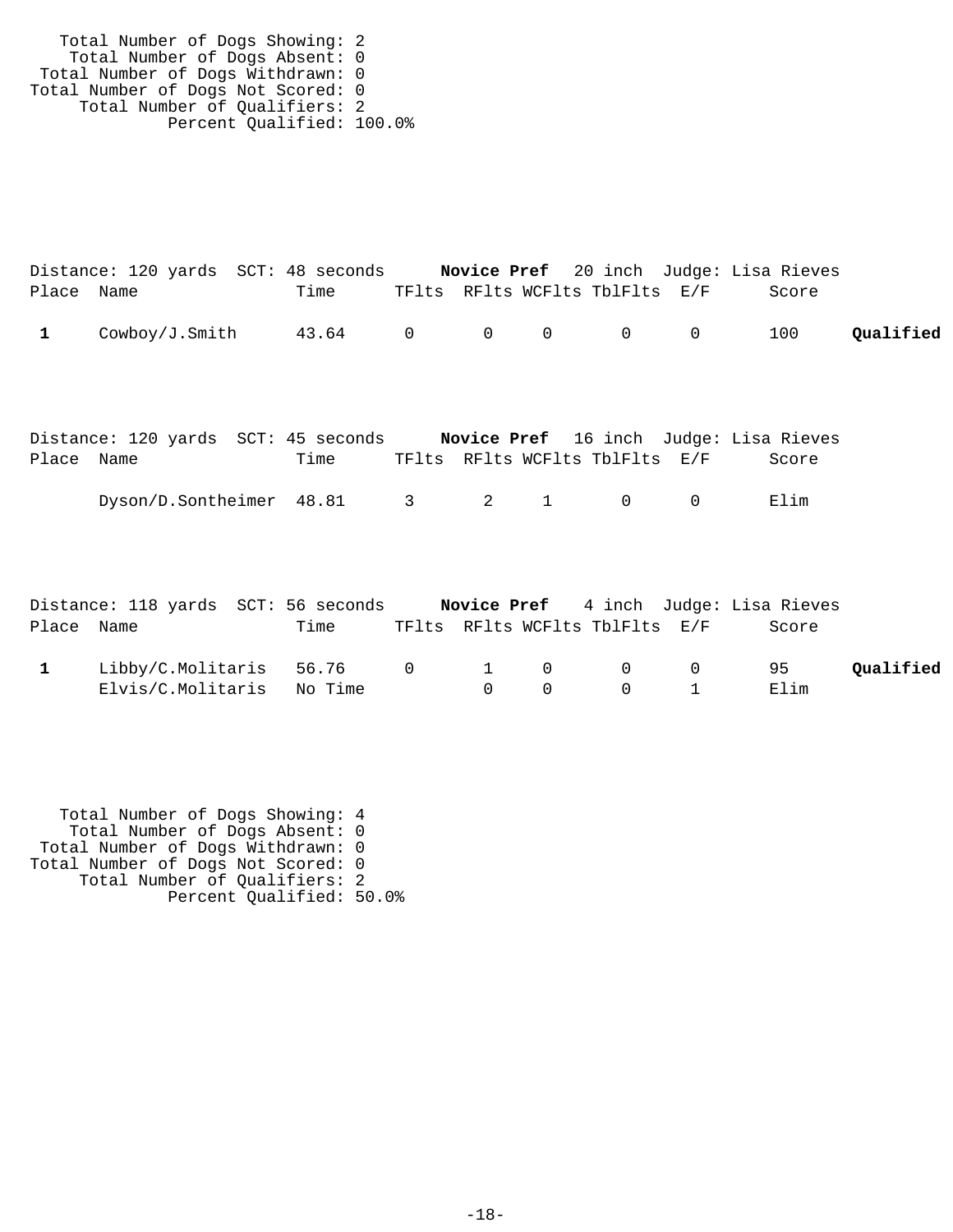Total Number of Dogs Showing: 2
Total Number of Dogs Absent: 0
Total Number of Dogs Withdrawn: 0
Total Number of Dogs Not Scored: 0
Total Number of Qualifiers: 2
Percent Qualified: 100.0%

Distance: 120 yards SCT: 48 seconds **Novice Pref** 20 inch Judge: Lisa Rieves

| Place | Name | Time | TFlts | RFlts | WCFlts | TblFlts | E/F | Score | |
|---|---|---|---|---|---|---|---|---|---|
| **1** | Cowboy/J.Smith | 43.64 | 0 | 0 | 0 | 0 | 0 | 100 | **Qualified** |

Distance: 120 yards SCT: 45 seconds **Novice Pref** 16 inch Judge: Lisa Rieves

| Place | Name | Time | TFlts | RFlts | WCFlts | TblFlts | E/F | Score |
|---|---|---|---|---|---|---|---|---|
| | Dyson/D.Sontheimer | 48.81 | 3 | 2 | 1 | 0 | 0 | Elim |

Distance: 118 yards SCT: 56 seconds **Novice Pref** 4 inch Judge: Lisa Rieves

| Place | Name | Time | TFlts | RFlts | WCFlts | TblFlts | E/F | Score | |
|---|---|---|---|---|---|---|---|---|---|
| **1** | Libby/C.Molitaris | 56.76 | 0 | 1 | 0 | 0 | 0 | 95 | **Qualified** |
| | Elvis/C.Molitaris | No Time | | 0 | 0 | 0 | 1 | Elim | |

Total Number of Dogs Showing: 4
Total Number of Dogs Absent: 0
Total Number of Dogs Withdrawn: 0
Total Number of Dogs Not Scored: 0
Total Number of Qualifiers: 2
Percent Qualified: 50.0%